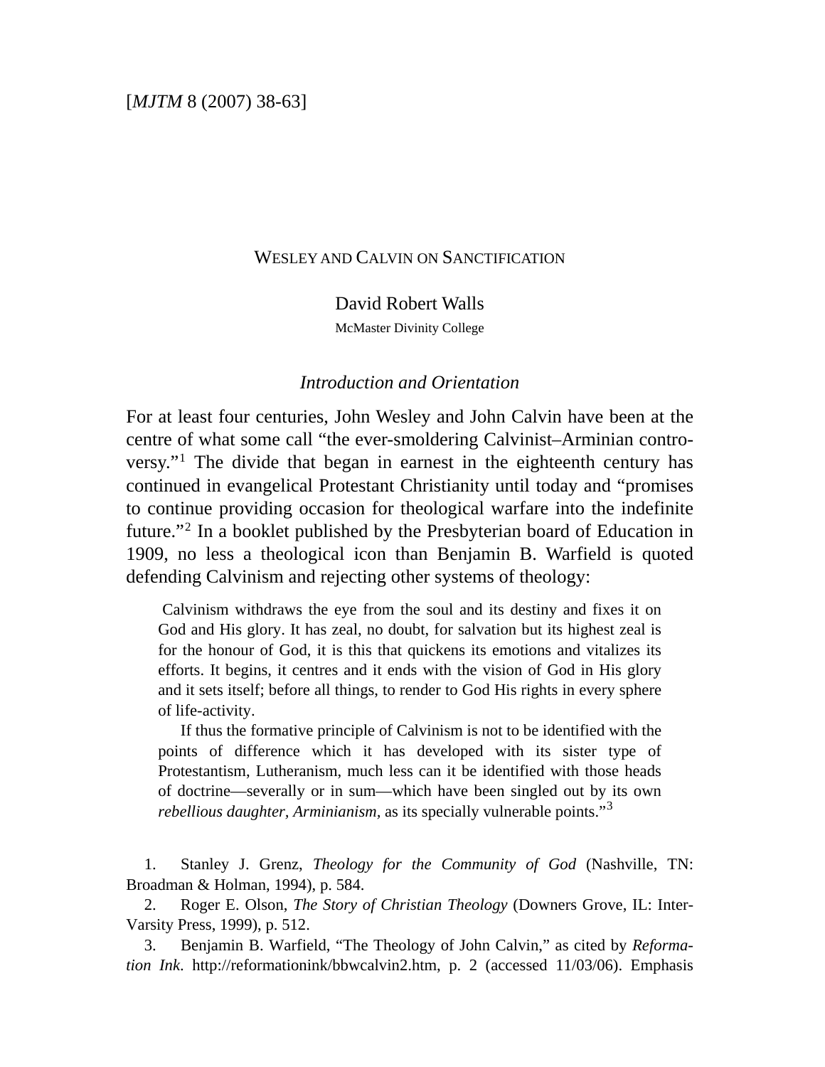# Wesley and Calvin on Sanctification

David Robert Walls

McMaster Divinity College

## *Introduction and Orientation*

For at least four centuries, John Wesley and John Calvin have been at the centre of what some call "the ever-smoldering Calvinist–Arminian controversy."[1] The divide that began in earnest in the eighteenth century has continued in evangelical Protestant Christianity until today and "promises to continue providing occasion for theological warfare into the indefinite future."[2] In a booklet published by the Presbyterian board of Education in 1909, no less a theological icon than Benjamin B. Warfield is quoted defending Calvinism and rejecting other systems of theology:

> Calvinism withdraws the eye from the soul and its destiny and fixes it on God and His glory. It has zeal, no doubt, for salvation but its highest zeal is for the honour of God, it is this that quickens its emotions and vitalizes its efforts. It begins, it centres and it ends with the vision of God in His glory and it sets itself; before all things, to render to God His rights in every sphere of life-activity.
>
> If thus the formative principle of Calvinism is not to be identified with the points of difference which it has developed with its sister type of Protestantism, Lutheranism, much less can it be identified with those heads of doctrine—severally or in sum—which have been singled out by its own *rebellious daughter, Arminianism*, as its specially vulnerable points."[3]

1. Stanley J. Grenz, *Theology for the Community of God* (Nashville, TN: Broadman & Holman, 1994), p. 584.

2. Roger E. Olson, *The Story of Christian Theology* (Downers Grove, IL: InterVarsity Press, 1999), p. 512.

3. Benjamin B. Warfield, "The Theology of John Calvin," as cited by *Reformation Ink*. http://reformationink/bbwcalvin2.htm, p. 2 (accessed 11/03/06). Emphasis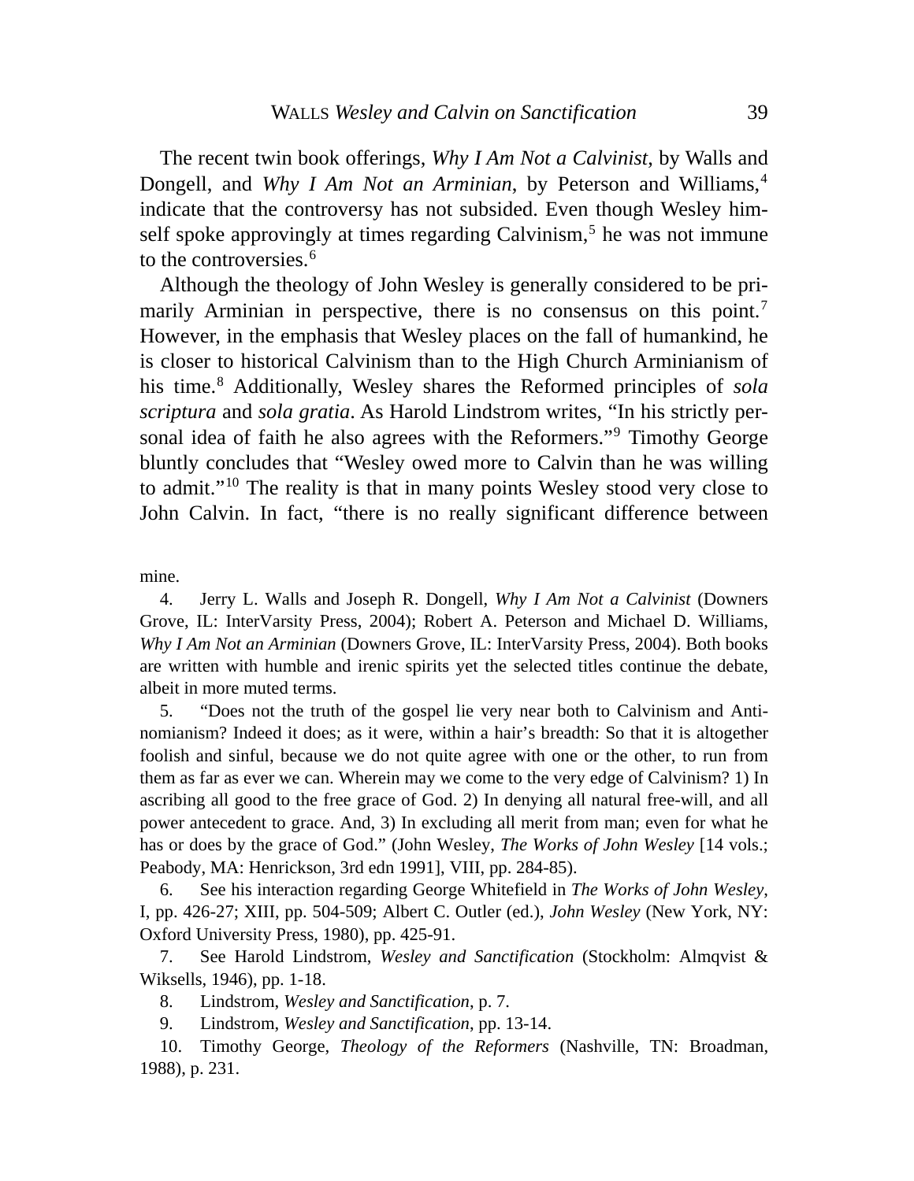The recent twin book offerings, *Why I Am Not a Calvinist*, by Walls and Dongell, and *Why I Am Not an Arminian*, by Peterson and Williams,[4] indicate that the controversy has not subsided. Even though Wesley himself spoke approvingly at times regarding Calvinism,[5] he was not immune to the controversies.[6]

Although the theology of John Wesley is generally considered to be primarily Arminian in perspective, there is no consensus on this point.[7] However, in the emphasis that Wesley places on the fall of humankind, he is closer to historical Calvinism than to the High Church Arminianism of his time.[8] Additionally, Wesley shares the Reformed principles of *sola scriptura* and *sola gratia*. As Harold Lindstrom writes, "In his strictly personal idea of faith he also agrees with the Reformers."[9] Timothy George bluntly concludes that "Wesley owed more to Calvin than he was willing to admit."[10] The reality is that in many points Wesley stood very close to John Calvin. In fact, "there is no really significant difference between

mine.

4. Jerry L. Walls and Joseph R. Dongell, *Why I Am Not a Calvinist* (Downers Grove, IL: InterVarsity Press, 2004); Robert A. Peterson and Michael D. Williams, *Why I Am Not an Arminian* (Downers Grove, IL: InterVarsity Press, 2004). Both books are written with humble and irenic spirits yet the selected titles continue the debate, albeit in more muted terms.

5. "Does not the truth of the gospel lie very near both to Calvinism and Antinomianism? Indeed it does; as it were, within a hair's breadth: So that it is altogether foolish and sinful, because we do not quite agree with one or the other, to run from them as far as ever we can. Wherein may we come to the very edge of Calvinism? 1) In ascribing all good to the free grace of God. 2) In denying all natural free-will, and all power antecedent to grace. And, 3) In excluding all merit from man; even for what he has or does by the grace of God." (John Wesley, *The Works of John Wesley* [14 vols.; Peabody, MA: Henrickson, 3rd edn 1991], VIII, pp. 284-85).

6. See his interaction regarding George Whitefield in *The Works of John Wesley*, I, pp. 426-27; XIII, pp. 504-509; Albert C. Outler (ed.), *John Wesley* (New York, NY: Oxford University Press, 1980), pp. 425-91.

7. See Harold Lindstrom, *Wesley and Sanctification* (Stockholm: Almqvist & Wiksells, 1946), pp. 1-18.

8. Lindstrom, *Wesley and Sanctification*, p. 7.

9. Lindstrom, *Wesley and Sanctification*, pp. 13-14.

10. Timothy George, *Theology of the Reformers* (Nashville, TN: Broadman, 1988), p. 231.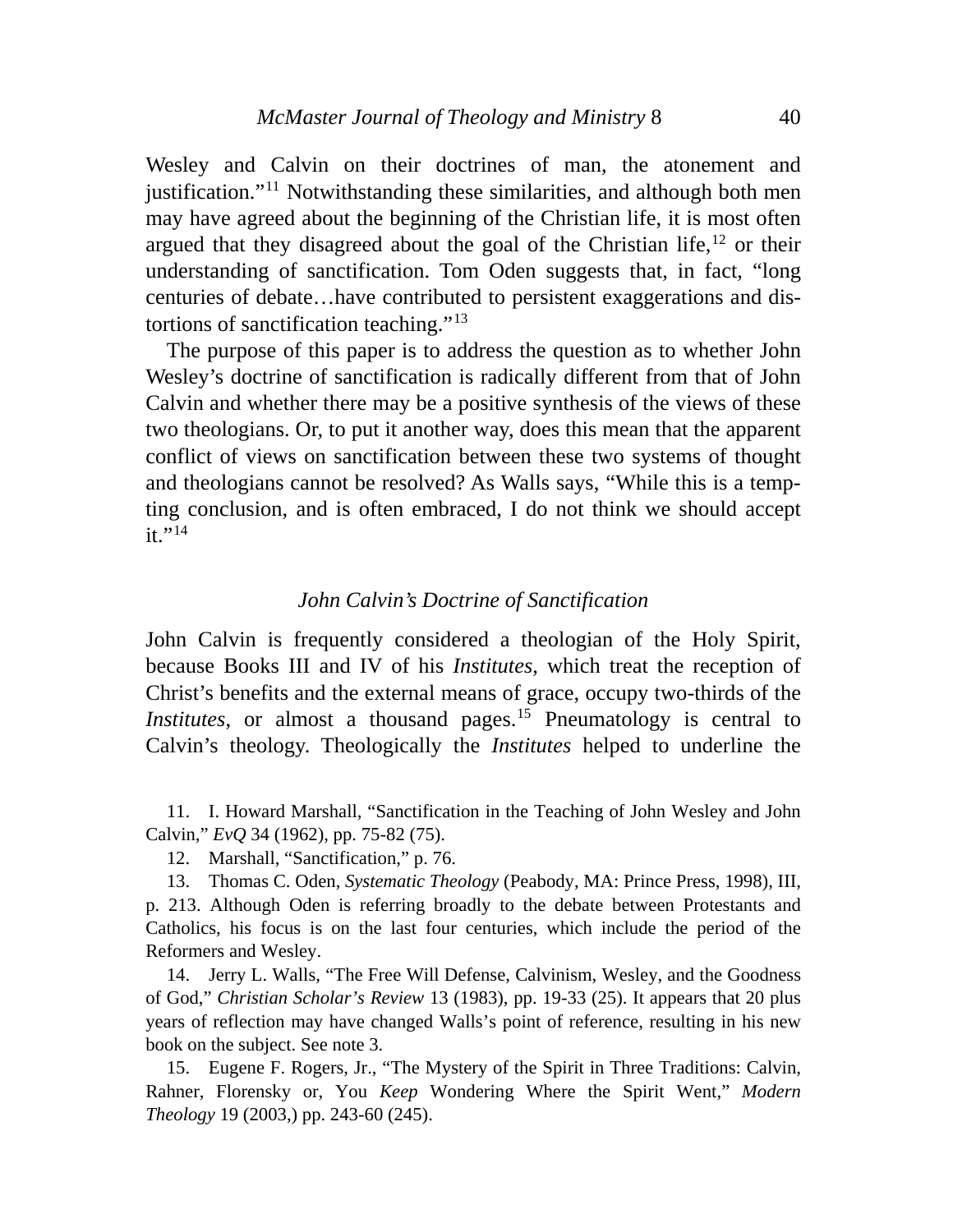Wesley and Calvin on their doctrines of man, the atonement and justification."[11] Notwithstanding these similarities, and although both men may have agreed about the beginning of the Christian life, it is most often argued that they disagreed about the goal of the Christian life,[12] or their understanding of sanctification. Tom Oden suggests that, in fact, "long centuries of debate…have contributed to persistent exaggerations and distortions of sanctification teaching."[13]

The purpose of this paper is to address the question as to whether John Wesley's doctrine of sanctification is radically different from that of John Calvin and whether there may be a positive synthesis of the views of these two theologians. Or, to put it another way, does this mean that the apparent conflict of views on sanctification between these two systems of thought and theologians cannot be resolved? As Walls says, "While this is a tempting conclusion, and is often embraced, I do not think we should accept it."[14]

## *John Calvin's Doctrine of Sanctification*

John Calvin is frequently considered a theologian of the Holy Spirit, because Books III and IV of his *Institutes*, which treat the reception of Christ's benefits and the external means of grace, occupy two-thirds of the *Institutes*, or almost a thousand pages.[15] Pneumatology is central to Calvin's theology. Theologically the *Institutes* helped to underline the

11. I. Howard Marshall, "Sanctification in the Teaching of John Wesley and John Calvin," *EvQ* 34 (1962), pp. 75-82 (75).

12. Marshall, "Sanctification," p. 76.

13. Thomas C. Oden, *Systematic Theology* (Peabody, MA: Prince Press, 1998), III, p. 213. Although Oden is referring broadly to the debate between Protestants and Catholics, his focus is on the last four centuries, which include the period of the Reformers and Wesley.

14. Jerry L. Walls, "The Free Will Defense, Calvinism, Wesley, and the Goodness of God," *Christian Scholar's Review* 13 (1983), pp. 19-33 (25). It appears that 20 plus years of reflection may have changed Walls's point of reference, resulting in his new book on the subject. See note 3.

15. Eugene F. Rogers, Jr., "The Mystery of the Spirit in Three Traditions: Calvin, Rahner, Florensky or, You *Keep* Wondering Where the Spirit Went," *Modern Theology* 19 (2003,) pp. 243-60 (245).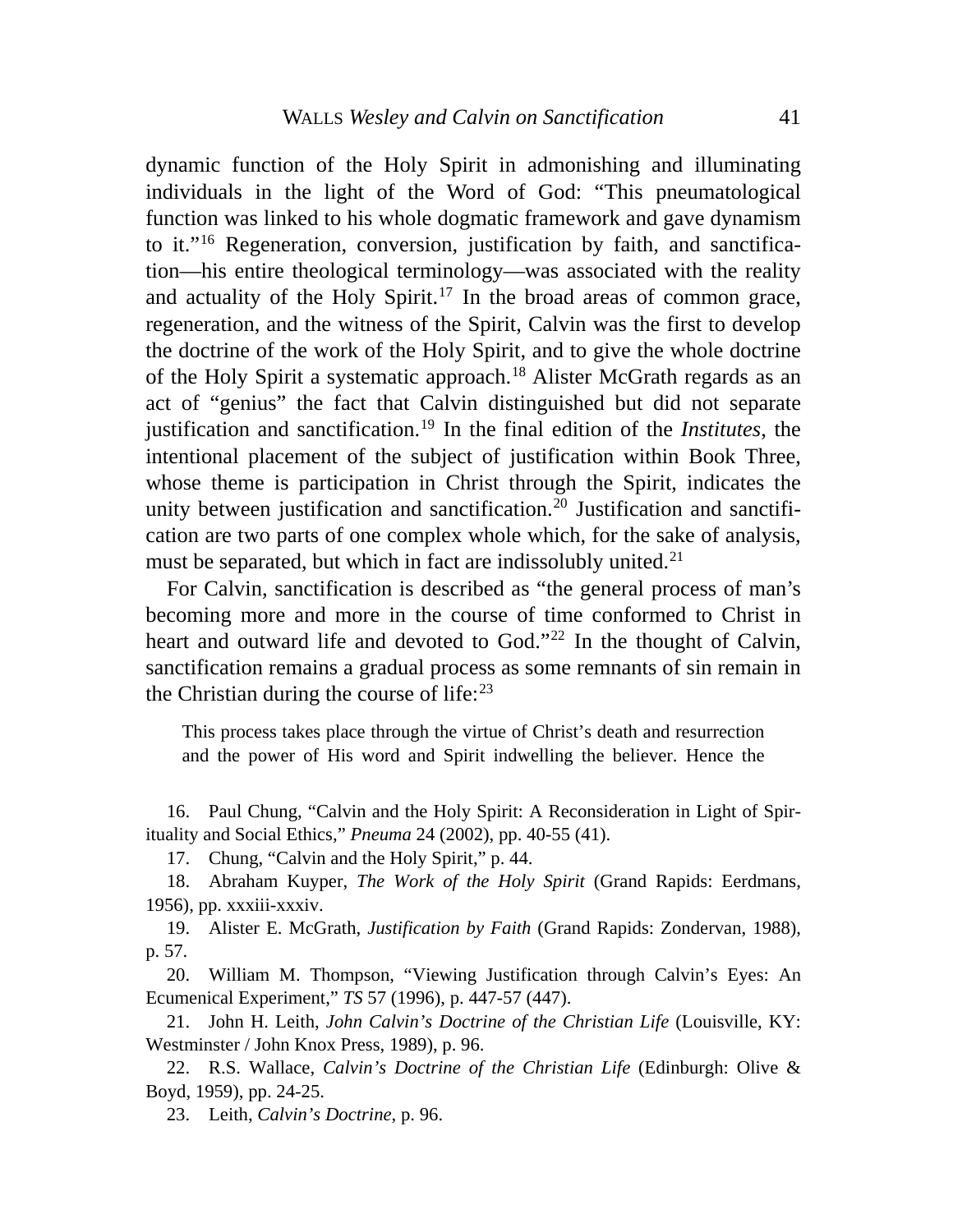dynamic function of the Holy Spirit in admonishing and illuminating individuals in the light of the Word of God: "This pneumatological function was linked to his whole dogmatic framework and gave dynamism to it."[16] Regeneration, conversion, justification by faith, and sanctification—his entire theological terminology—was associated with the reality and actuality of the Holy Spirit.[17] In the broad areas of common grace, regeneration, and the witness of the Spirit, Calvin was the first to develop the doctrine of the work of the Holy Spirit, and to give the whole doctrine of the Holy Spirit a systematic approach.[18] Alister McGrath regards as an act of "genius" the fact that Calvin distinguished but did not separate justification and sanctification.[19] In the final edition of the *Institutes*, the intentional placement of the subject of justification within Book Three, whose theme is participation in Christ through the Spirit, indicates the unity between justification and sanctification.[20] Justification and sanctification are two parts of one complex whole which, for the sake of analysis, must be separated, but which in fact are indissolubly united.[21]

For Calvin, sanctification is described as "the general process of man's becoming more and more in the course of time conformed to Christ in heart and outward life and devoted to God."[22] In the thought of Calvin, sanctification remains a gradual process as some remnants of sin remain in the Christian during the course of life:[23]

> This process takes place through the virtue of Christ's death and resurrection and the power of His word and Spirit indwelling the believer. Hence the

16. Paul Chung, "Calvin and the Holy Spirit: A Reconsideration in Light of Spirituality and Social Ethics," *Pneuma* 24 (2002), pp. 40-55 (41).

17. Chung, "Calvin and the Holy Spirit," p. 44.

18. Abraham Kuyper, *The Work of the Holy Spirit* (Grand Rapids: Eerdmans, 1956), pp. xxxiii-xxxiv.

19. Alister E. McGrath, *Justification by Faith* (Grand Rapids: Zondervan, 1988), p. 57.

20. William M. Thompson, "Viewing Justification through Calvin's Eyes: An Ecumenical Experiment," *TS* 57 (1996), p. 447-57 (447).

21. John H. Leith, *John Calvin's Doctrine of the Christian Life* (Louisville, KY: Westminster / John Knox Press, 1989), p. 96.

22. R.S. Wallace, *Calvin's Doctrine of the Christian Life* (Edinburgh: Olive & Boyd, 1959), pp. 24-25.

23. Leith, *Calvin's Doctrine*, p. 96.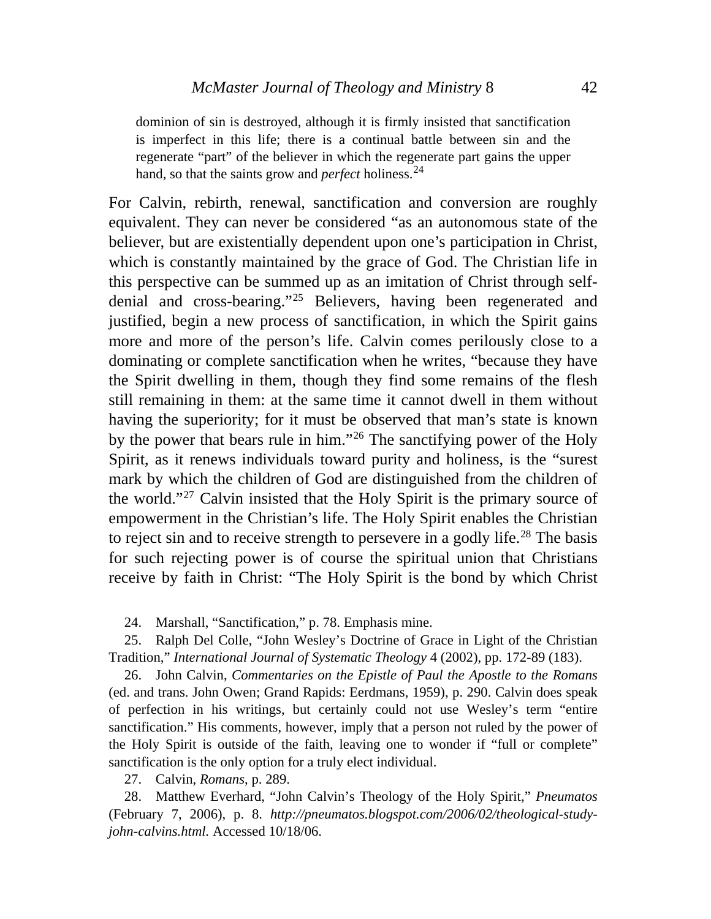> dominion of sin is destroyed, although it is firmly insisted that sanctification is imperfect in this life; there is a continual battle between sin and the regenerate "part" of the believer in which the regenerate part gains the upper hand, so that the saints grow and *perfect* holiness.[24]

For Calvin, rebirth, renewal, sanctification and conversion are roughly equivalent. They can never be considered "as an autonomous state of the believer, but are existentially dependent upon one's participation in Christ, which is constantly maintained by the grace of God. The Christian life in this perspective can be summed up as an imitation of Christ through self-denial and cross-bearing."[25] Believers, having been regenerated and justified, begin a new process of sanctification, in which the Spirit gains more and more of the person's life. Calvin comes perilously close to a dominating or complete sanctification when he writes, "because they have the Spirit dwelling in them, though they find some remains of the flesh still remaining in them: at the same time it cannot dwell in them without having the superiority; for it must be observed that man's state is known by the power that bears rule in him."[26] The sanctifying power of the Holy Spirit, as it renews individuals toward purity and holiness, is the "surest mark by which the children of God are distinguished from the children of the world."[27] Calvin insisted that the Holy Spirit is the primary source of empowerment in the Christian's life. The Holy Spirit enables the Christian to reject sin and to receive strength to persevere in a godly life.[28] The basis for such rejecting power is of course the spiritual union that Christians receive by faith in Christ: "The Holy Spirit is the bond by which Christ

24. Marshall, "Sanctification," p. 78. Emphasis mine.

25. Ralph Del Colle, "John Wesley's Doctrine of Grace in Light of the Christian Tradition," *International Journal of Systematic Theology* 4 (2002), pp. 172-89 (183).

26. John Calvin, *Commentaries on the Epistle of Paul the Apostle to the Romans* (ed. and trans. John Owen; Grand Rapids: Eerdmans, 1959), p. 290. Calvin does speak of perfection in his writings, but certainly could not use Wesley's term "entire sanctification." His comments, however, imply that a person not ruled by the power of the Holy Spirit is outside of the faith, leaving one to wonder if "full or complete" sanctification is the only option for a truly elect individual.

27. Calvin, *Romans*, p. 289.

28. Matthew Everhard, "John Calvin's Theology of the Holy Spirit," *Pneumatos* (February 7, 2006), p. 8. *http://pneumatos.blogspot.com/2006/02/theological-study-john-calvins.html.* Accessed 10/18/06.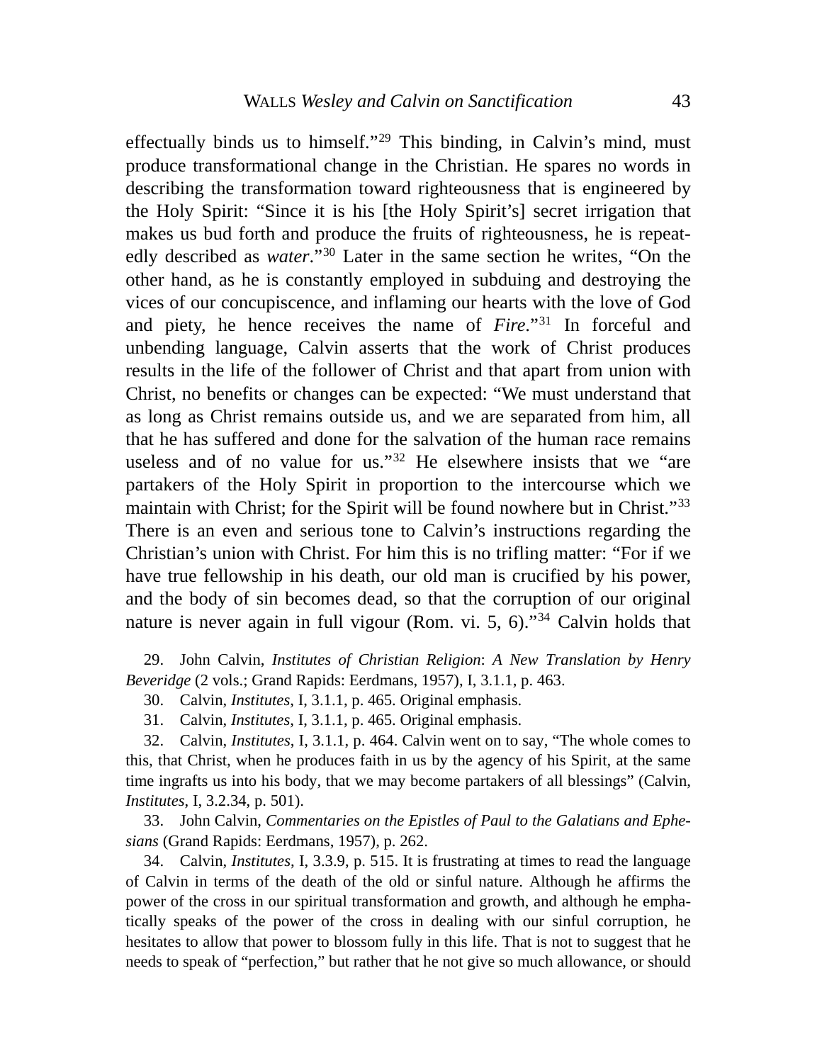effectually binds us to himself."[29] This binding, in Calvin's mind, must produce transformational change in the Christian. He spares no words in describing the transformation toward righteousness that is engineered by the Holy Spirit: "Since it is his [the Holy Spirit's] secret irrigation that makes us bud forth and produce the fruits of righteousness, he is repeatedly described as *water*."[30] Later in the same section he writes, "On the other hand, as he is constantly employed in subduing and destroying the vices of our concupiscence, and inflaming our hearts with the love of God and piety, he hence receives the name of *Fire*."[31] In forceful and unbending language, Calvin asserts that the work of Christ produces results in the life of the follower of Christ and that apart from union with Christ, no benefits or changes can be expected: "We must understand that as long as Christ remains outside us, and we are separated from him, all that he has suffered and done for the salvation of the human race remains useless and of no value for us."[32] He elsewhere insists that we "are partakers of the Holy Spirit in proportion to the intercourse which we maintain with Christ; for the Spirit will be found nowhere but in Christ."[33] There is an even and serious tone to Calvin's instructions regarding the Christian's union with Christ. For him this is no trifling matter: "For if we have true fellowship in his death, our old man is crucified by his power, and the body of sin becomes dead, so that the corruption of our original nature is never again in full vigour (Rom. vi. 5, 6)."[34] Calvin holds that

29. John Calvin, *Institutes of Christian Religion*: *A New Translation by Henry Beveridge* (2 vols.; Grand Rapids: Eerdmans, 1957), I, 3.1.1, p. 463.

30. Calvin, *Institutes*, I, 3.1.1, p. 465. Original emphasis.

31. Calvin, *Institutes*, I, 3.1.1, p. 465. Original emphasis.

32. Calvin, *Institutes*, I, 3.1.1, p. 464. Calvin went on to say, "The whole comes to this, that Christ, when he produces faith in us by the agency of his Spirit, at the same time ingrafts us into his body, that we may become partakers of all blessings" (Calvin, *Institutes*, I, 3.2.34, p. 501).

33. John Calvin, *Commentaries on the Epistles of Paul to the Galatians and Ephesians* (Grand Rapids: Eerdmans, 1957), p. 262.

34. Calvin, *Institutes*, I, 3.3.9, p. 515. It is frustrating at times to read the language of Calvin in terms of the death of the old or sinful nature. Although he affirms the power of the cross in our spiritual transformation and growth, and although he emphatically speaks of the power of the cross in dealing with our sinful corruption, he hesitates to allow that power to blossom fully in this life. That is not to suggest that he needs to speak of "perfection," but rather that he not give so much allowance, or should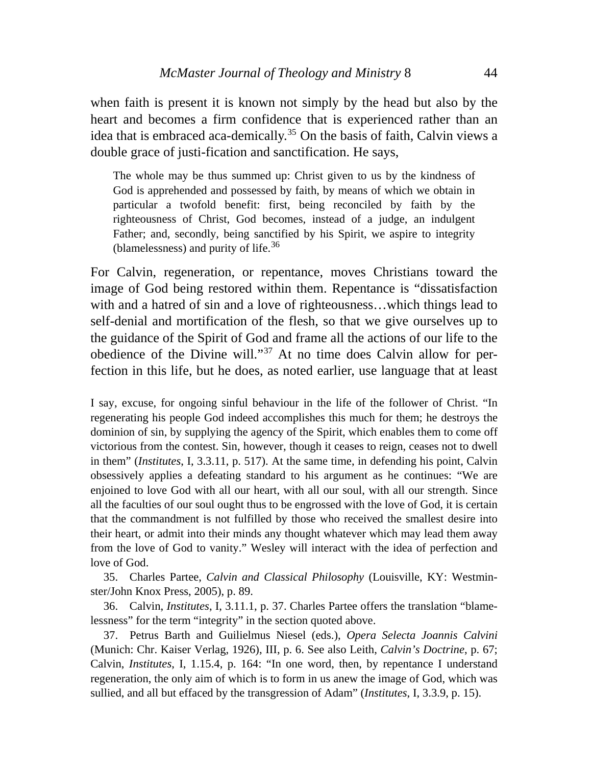when faith is present it is known not simply by the head but also by the heart and becomes a firm confidence that is experienced rather than an idea that is embraced aca-demically.[35] On the basis of faith, Calvin views a double grace of justi-fication and sanctification. He says,

> The whole may be thus summed up: Christ given to us by the kindness of God is apprehended and possessed by faith, by means of which we obtain in particular a twofold benefit: first, being reconciled by faith by the righteousness of Christ, God becomes, instead of a judge, an indulgent Father; and, secondly, being sanctified by his Spirit, we aspire to integrity (blamelessness) and purity of life.[36]

For Calvin, regeneration, or repentance, moves Christians toward the image of God being restored within them. Repentance is "dissatisfaction with and a hatred of sin and a love of righteousness…which things lead to self-denial and mortification of the flesh, so that we give ourselves up to the guidance of the Spirit of God and frame all the actions of our life to the obedience of the Divine will."[37] At no time does Calvin allow for per-fection in this life, but he does, as noted earlier, use language that at least

I say, excuse, for ongoing sinful behaviour in the life of the follower of Christ. "In regenerating his people God indeed accomplishes this much for them; he destroys the dominion of sin, by supplying the agency of the Spirit, which enables them to come off victorious from the contest. Sin, however, though it ceases to reign, ceases not to dwell in them" (*Institutes*, I, 3.3.11, p. 517). At the same time, in defending his point, Calvin obsessively applies a defeating standard to his argument as he continues: "We are enjoined to love God with all our heart, with all our soul, with all our strength. Since all the faculties of our soul ought thus to be engrossed with the love of God, it is certain that the commandment is not fulfilled by those who received the smallest desire into their heart, or admit into their minds any thought whatever which may lead them away from the love of God to vanity." Wesley will interact with the idea of perfection and love of God.

35. Charles Partee, *Calvin and Classical Philosophy* (Louisville, KY: Westmin-ster/John Knox Press, 2005), p. 89.

36. Calvin, *Institutes*, I, 3.11.1, p. 37. Charles Partee offers the translation "blame-lessness" for the term "integrity" in the section quoted above.

37. Petrus Barth and Guilielmus Niesel (eds.), *Opera Selecta Joannis Calvini* (Munich: Chr. Kaiser Verlag, 1926), III, p. 6. See also Leith, *Calvin's Doctrine*, p. 67; Calvin, *Institutes*, I, 1.15.4, p. 164: "In one word, then, by repentance I understand regeneration, the only aim of which is to form in us anew the image of God, which was sullied, and all but effaced by the transgression of Adam" (*Institutes*, I, 3.3.9, p. 15).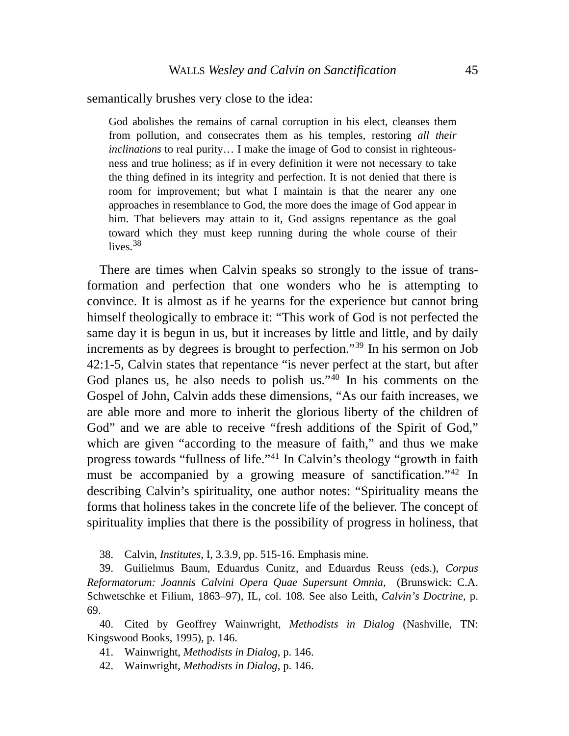semantically brushes very close to the idea:

> God abolishes the remains of carnal corruption in his elect, cleanses them from pollution, and consecrates them as his temples, restoring *all their inclinations* to real purity… I make the image of God to consist in righteousness and true holiness; as if in every definition it were not necessary to take the thing defined in its integrity and perfection. It is not denied that there is room for improvement; but what I maintain is that the nearer any one approaches in resemblance to God, the more does the image of God appear in him. That believers may attain to it, God assigns repentance as the goal toward which they must keep running during the whole course of their lives.[38]

There are times when Calvin speaks so strongly to the issue of transformation and perfection that one wonders who he is attempting to convince. It is almost as if he yearns for the experience but cannot bring himself theologically to embrace it: "This work of God is not perfected the same day it is begun in us, but it increases by little and little, and by daily increments as by degrees is brought to perfection."[39] In his sermon on Job 42:1-5, Calvin states that repentance "is never perfect at the start, but after God planes us, he also needs to polish us."[40] In his comments on the Gospel of John, Calvin adds these dimensions, "As our faith increases, we are able more and more to inherit the glorious liberty of the children of God" and we are able to receive "fresh additions of the Spirit of God," which are given "according to the measure of faith," and thus we make progress towards "fullness of life."[41] In Calvin's theology "growth in faith must be accompanied by a growing measure of sanctification."[42] In describing Calvin's spirituality, one author notes: "Spirituality means the forms that holiness takes in the concrete life of the believer. The concept of spirituality implies that there is the possibility of progress in holiness, that

38. Calvin, *Institutes*, I, 3.3.9, pp. 515-16. Emphasis mine.

39. Guilielmus Baum, Eduardus Cunitz, and Eduardus Reuss (eds.), *Corpus Reformatorum: Joannis Calvini Opera Quae Supersunt Omnia*, (Brunswick: C.A. Schwetschke et Filium, 1863–97), IL, col. 108. See also Leith, *Calvin's Doctrine*, p. 69.

40. Cited by Geoffrey Wainwright, *Methodists in Dialog* (Nashville, TN: Kingswood Books, 1995), p. 146.

41. Wainwright, *Methodists in Dialog*, p. 146.

42. Wainwright, *Methodists in Dialog*, p. 146.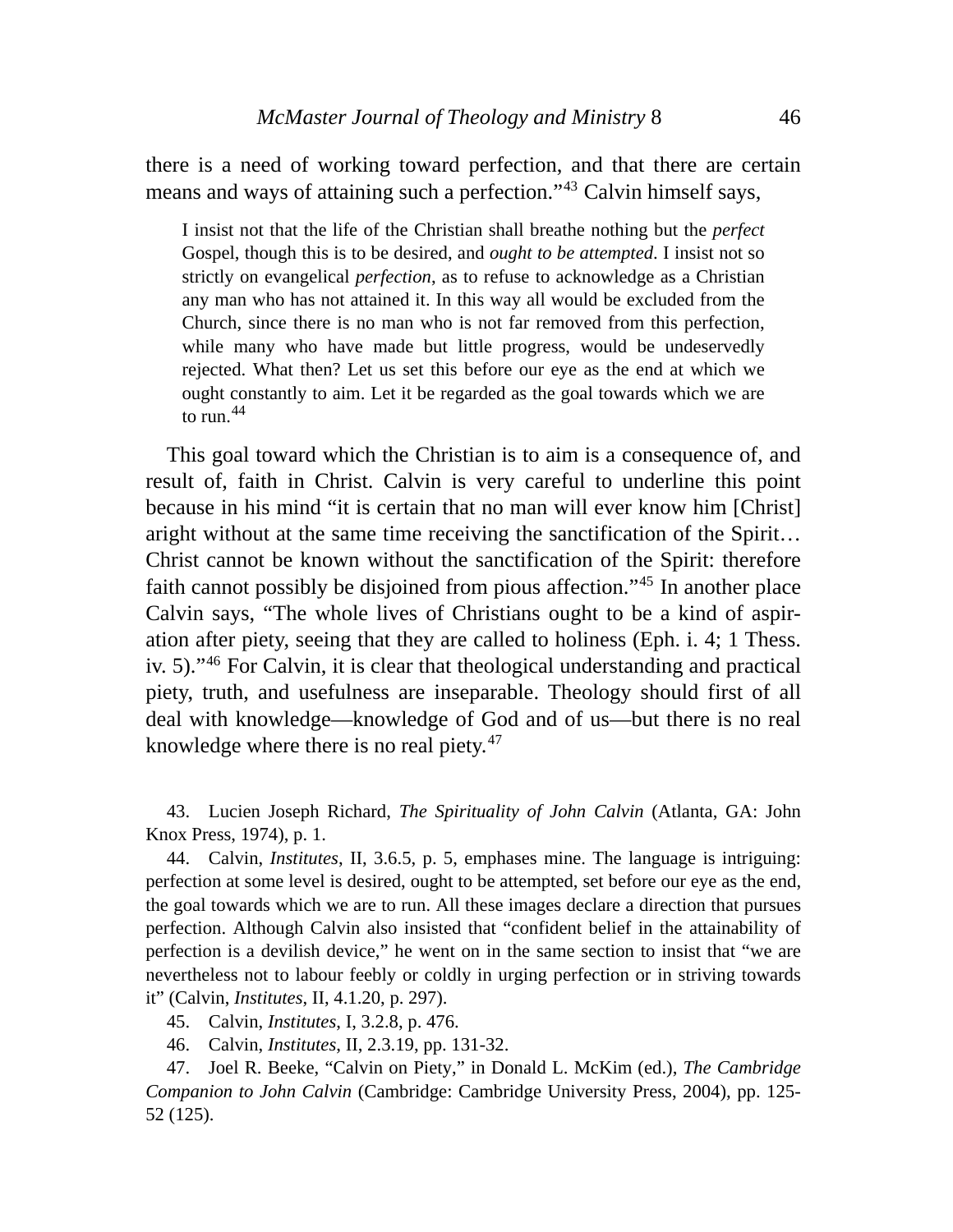there is a need of working toward perfection, and that there are certain means and ways of attaining such a perfection."[43] Calvin himself says,

> I insist not that the life of the Christian shall breathe nothing but the *perfect* Gospel, though this is to be desired, and *ought to be attempted*. I insist not so strictly on evangelical *perfection*, as to refuse to acknowledge as a Christian any man who has not attained it. In this way all would be excluded from the Church, since there is no man who is not far removed from this perfection, while many who have made but little progress, would be undeservedly rejected. What then? Let us set this before our eye as the end at which we ought constantly to aim. Let it be regarded as the goal towards which we are to run.[44]

This goal toward which the Christian is to aim is a consequence of, and result of, faith in Christ. Calvin is very careful to underline this point because in his mind "it is certain that no man will ever know him [Christ] aright without at the same time receiving the sanctification of the Spirit… Christ cannot be known without the sanctification of the Spirit: therefore faith cannot possibly be disjoined from pious affection."[45] In another place Calvin says, "The whole lives of Christians ought to be a kind of aspiration after piety, seeing that they are called to holiness (Eph. i. 4; 1 Thess. iv. 5)."[46] For Calvin, it is clear that theological understanding and practical piety, truth, and usefulness are inseparable. Theology should first of all deal with knowledge—knowledge of God and of us—but there is no real knowledge where there is no real piety.[47]

43. Lucien Joseph Richard, *The Spirituality of John Calvin* (Atlanta, GA: John Knox Press, 1974), p. 1.

44. Calvin, *Institutes*, II, 3.6.5, p. 5, emphases mine. The language is intriguing: perfection at some level is desired, ought to be attempted, set before our eye as the end, the goal towards which we are to run. All these images declare a direction that pursues perfection. Although Calvin also insisted that "confident belief in the attainability of perfection is a devilish device," he went on in the same section to insist that "we are nevertheless not to labour feebly or coldly in urging perfection or in striving towards it" (Calvin, *Institutes*, II, 4.1.20, p. 297).

45. Calvin, *Institutes*, I, 3.2.8, p. 476.

46. Calvin, *Institutes*, II, 2.3.19, pp. 131-32.

47. Joel R. Beeke, "Calvin on Piety," in Donald L. McKim (ed.), *The Cambridge Companion to John Calvin* (Cambridge: Cambridge University Press, 2004), pp. 125-52 (125).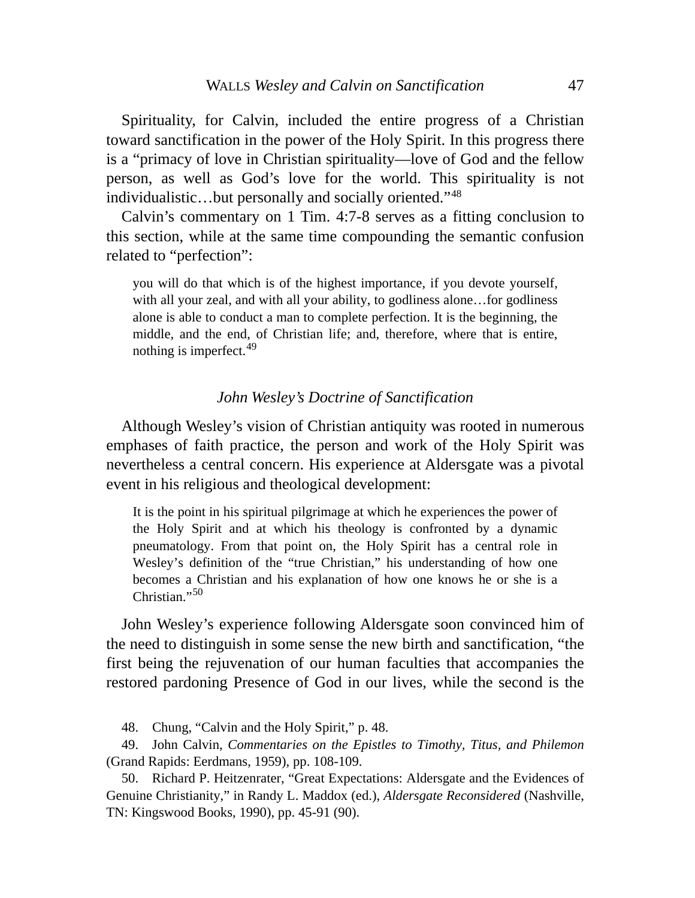Spirituality, for Calvin, included the entire progress of a Christian toward sanctification in the power of the Holy Spirit. In this progress there is a "primacy of love in Christian spirituality—love of God and the fellow person, as well as God's love for the world. This spirituality is not individualistic…but personally and socially oriented."[48]

Calvin's commentary on 1 Tim. 4:7-8 serves as a fitting conclusion to this section, while at the same time compounding the semantic confusion related to "perfection":

> you will do that which is of the highest importance, if you devote yourself, with all your zeal, and with all your ability, to godliness alone…for godliness alone is able to conduct a man to complete perfection. It is the beginning, the middle, and the end, of Christian life; and, therefore, where that is entire, nothing is imperfect.[49]

### *John Wesley's Doctrine of Sanctification*

Although Wesley's vision of Christian antiquity was rooted in numerous emphases of faith practice, the person and work of the Holy Spirit was nevertheless a central concern. His experience at Aldersgate was a pivotal event in his religious and theological development:

> It is the point in his spiritual pilgrimage at which he experiences the power of the Holy Spirit and at which his theology is confronted by a dynamic pneumatology. From that point on, the Holy Spirit has a central role in Wesley's definition of the "true Christian," his understanding of how one becomes a Christian and his explanation of how one knows he or she is a Christian."[50]

John Wesley's experience following Aldersgate soon convinced him of the need to distinguish in some sense the new birth and sanctification, "the first being the rejuvenation of our human faculties that accompanies the restored pardoning Presence of God in our lives, while the second is the

48. Chung, "Calvin and the Holy Spirit," p. 48.

49. John Calvin, *Commentaries on the Epistles to Timothy, Titus, and Philemon* (Grand Rapids: Eerdmans, 1959), pp. 108-109.

50. Richard P. Heitzenrater, "Great Expectations: Aldersgate and the Evidences of Genuine Christianity," in Randy L. Maddox (ed.), *Aldersgate Reconsidered* (Nashville, TN: Kingswood Books, 1990), pp. 45-91 (90).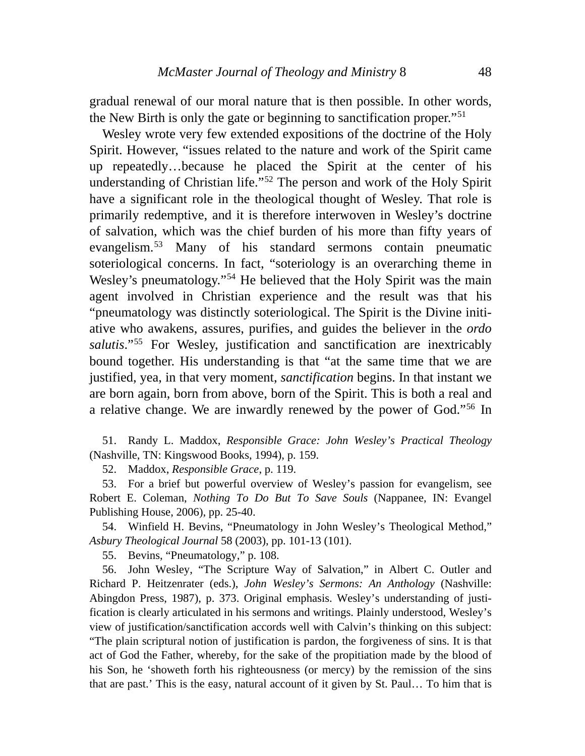gradual renewal of our moral nature that is then possible. In other words, the New Birth is only the gate or beginning to sanctification proper."[51]

Wesley wrote very few extended expositions of the doctrine of the Holy Spirit. However, "issues related to the nature and work of the Spirit came up repeatedly…because he placed the Spirit at the center of his understanding of Christian life."[52] The person and work of the Holy Spirit have a significant role in the theological thought of Wesley. That role is primarily redemptive, and it is therefore interwoven in Wesley's doctrine of salvation, which was the chief burden of his more than fifty years of evangelism.[53] Many of his standard sermons contain pneumatic soteriological concerns. In fact, "soteriology is an overarching theme in Wesley's pneumatology."[54] He believed that the Holy Spirit was the main agent involved in Christian experience and the result was that his "pneumatology was distinctly soteriological. The Spirit is the Divine initiative who awakens, assures, purifies, and guides the believer in the *ordo salutis*."[55] For Wesley, justification and sanctification are inextricably bound together. His understanding is that "at the same time that we are justified, yea, in that very moment, *sanctification* begins. In that instant we are born again, born from above, born of the Spirit. This is both a real and a relative change. We are inwardly renewed by the power of God."[56] In

51. Randy L. Maddox, *Responsible Grace: John Wesley's Practical Theology* (Nashville, TN: Kingswood Books, 1994), p. 159.

52. Maddox, *Responsible Grace*, p. 119.

53. For a brief but powerful overview of Wesley's passion for evangelism, see Robert E. Coleman, *Nothing To Do But To Save Souls* (Nappanee, IN: Evangel Publishing House, 2006), pp. 25-40.

54. Winfield H. Bevins, "Pneumatology in John Wesley's Theological Method," *Asbury Theological Journal* 58 (2003), pp. 101-13 (101).

55. Bevins, "Pneumatology," p. 108.

56. John Wesley, "The Scripture Way of Salvation," in Albert C. Outler and Richard P. Heitzenrater (eds.), *John Wesley's Sermons: An Anthology* (Nashville: Abingdon Press, 1987), p. 373. Original emphasis. Wesley's understanding of justification is clearly articulated in his sermons and writings. Plainly understood, Wesley's view of justification/sanctification accords well with Calvin's thinking on this subject: "The plain scriptural notion of justification is pardon, the forgiveness of sins. It is that act of God the Father, whereby, for the sake of the propitiation made by the blood of his Son, he 'showeth forth his righteousness (or mercy) by the remission of the sins that are past.' This is the easy, natural account of it given by St. Paul… To him that is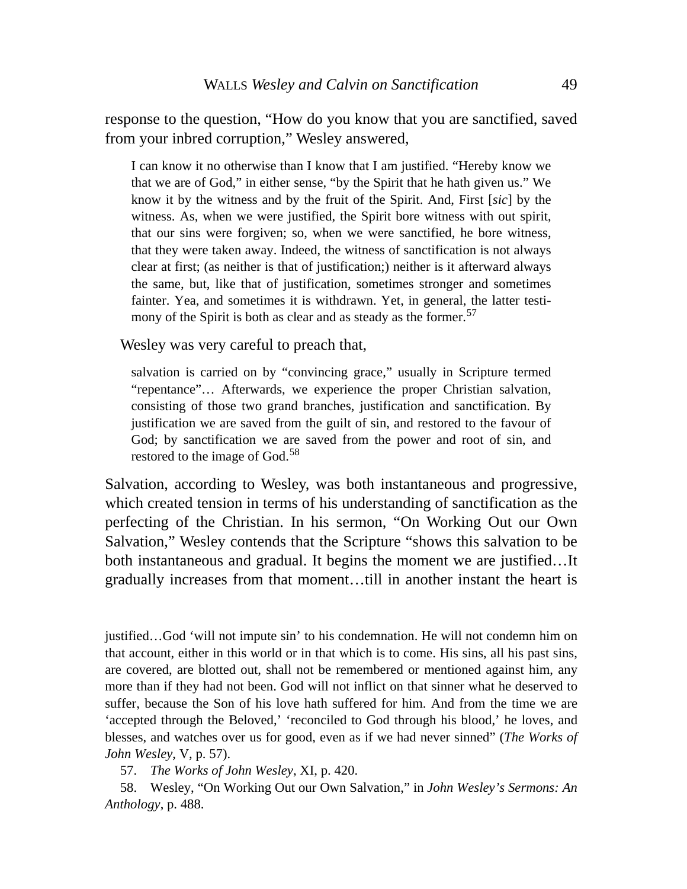response to the question, "How do you know that you are sanctified, saved from your inbred corruption," Wesley answered,

> I can know it no otherwise than I know that I am justified. "Hereby know we that we are of God," in either sense, "by the Spirit that he hath given us." We know it by the witness and by the fruit of the Spirit. And, First [*sic*] by the witness. As, when we were justified, the Spirit bore witness with out spirit, that our sins were forgiven; so, when we were sanctified, he bore witness, that they were taken away. Indeed, the witness of sanctification is not always clear at first; (as neither is that of justification;) neither is it afterward always the same, but, like that of justification, sometimes stronger and sometimes fainter. Yea, and sometimes it is withdrawn. Yet, in general, the latter testimony of the Spirit is both as clear and as steady as the former.[57]

Wesley was very careful to preach that,

> salvation is carried on by "convincing grace," usually in Scripture termed "repentance"… Afterwards, we experience the proper Christian salvation, consisting of those two grand branches, justification and sanctification. By justification we are saved from the guilt of sin, and restored to the favour of God; by sanctification we are saved from the power and root of sin, and restored to the image of God.[58]

Salvation, according to Wesley, was both instantaneous and progressive, which created tension in terms of his understanding of sanctification as the perfecting of the Christian. In his sermon, "On Working Out our Own Salvation," Wesley contends that the Scripture "shows this salvation to be both instantaneous and gradual. It begins the moment we are justified…It gradually increases from that moment…till in another instant the heart is

---

justified…God 'will not impute sin' to his condemnation. He will not condemn him on that account, either in this world or in that which is to come. His sins, all his past sins, are covered, are blotted out, shall not be remembered or mentioned against him, any more than if they had not been. God will not inflict on that sinner what he deserved to suffer, because the Son of his love hath suffered for him. And from the time we are 'accepted through the Beloved,' 'reconciled to God through his blood,' he loves, and blesses, and watches over us for good, even as if we had never sinned" (*The Works of John Wesley*, V, p. 57).

57. *The Works of John Wesley*, XI, p. 420.

58. Wesley, "On Working Out our Own Salvation," in *John Wesley's Sermons: An Anthology*, p. 488.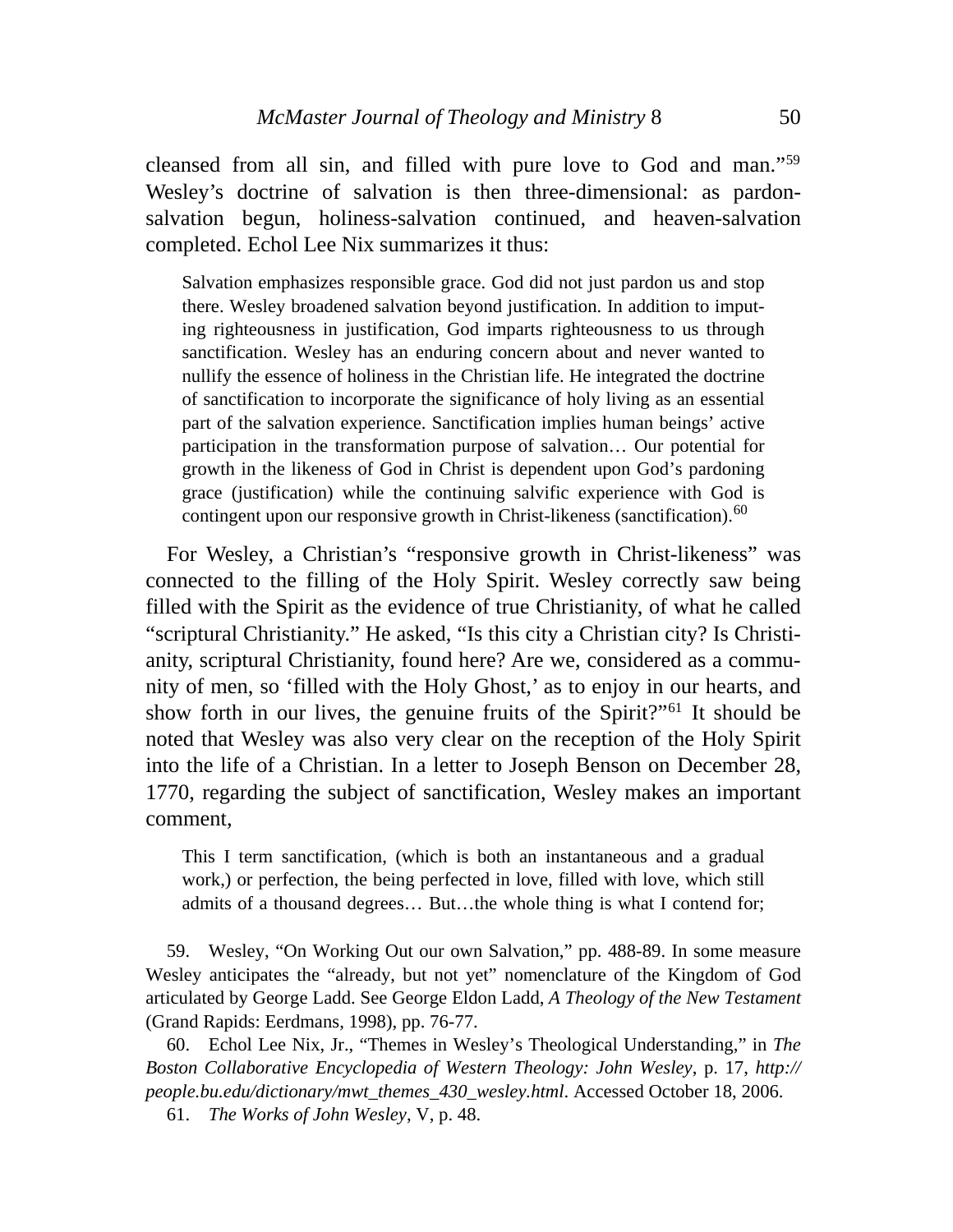cleansed from all sin, and filled with pure love to God and man."[59] Wesley's doctrine of salvation is then three-dimensional: as pardon-salvation begun, holiness-salvation continued, and heaven-salvation completed. Echol Lee Nix summarizes it thus:

> Salvation emphasizes responsible grace. God did not just pardon us and stop there. Wesley broadened salvation beyond justification. In addition to imputing righteousness in justification, God imparts righteousness to us through sanctification. Wesley has an enduring concern about and never wanted to nullify the essence of holiness in the Christian life. He integrated the doctrine of sanctification to incorporate the significance of holy living as an essential part of the salvation experience. Sanctification implies human beings' active participation in the transformation purpose of salvation… Our potential for growth in the likeness of God in Christ is dependent upon God's pardoning grace (justification) while the continuing salvific experience with God is contingent upon our responsive growth in Christ-likeness (sanctification).[60]

For Wesley, a Christian's "responsive growth in Christ-likeness" was connected to the filling of the Holy Spirit. Wesley correctly saw being filled with the Spirit as the evidence of true Christianity, of what he called "scriptural Christianity." He asked, "Is this city a Christian city? Is Christianity, scriptural Christianity, found here? Are we, considered as a community of men, so 'filled with the Holy Ghost,' as to enjoy in our hearts, and show forth in our lives, the genuine fruits of the Spirit?"[61] It should be noted that Wesley was also very clear on the reception of the Holy Spirit into the life of a Christian. In a letter to Joseph Benson on December 28, 1770, regarding the subject of sanctification, Wesley makes an important comment,

> This I term sanctification, (which is both an instantaneous and a gradual work,) or perfection, the being perfected in love, filled with love, which still admits of a thousand degrees… But…the whole thing is what I contend for;

59. Wesley, "On Working Out our own Salvation," pp. 488-89. In some measure Wesley anticipates the "already, but not yet" nomenclature of the Kingdom of God articulated by George Ladd. See George Eldon Ladd, *A Theology of the New Testament* (Grand Rapids: Eerdmans, 1998), pp. 76-77.

60. Echol Lee Nix, Jr., "Themes in Wesley's Theological Understanding," in *The Boston Collaborative Encyclopedia of Western Theology: John Wesley*, p. 17, *http://people.bu.edu/dictionary/mwt_themes_430_wesley.html*. Accessed October 18, 2006.

61. *The Works of John Wesley*, V, p. 48.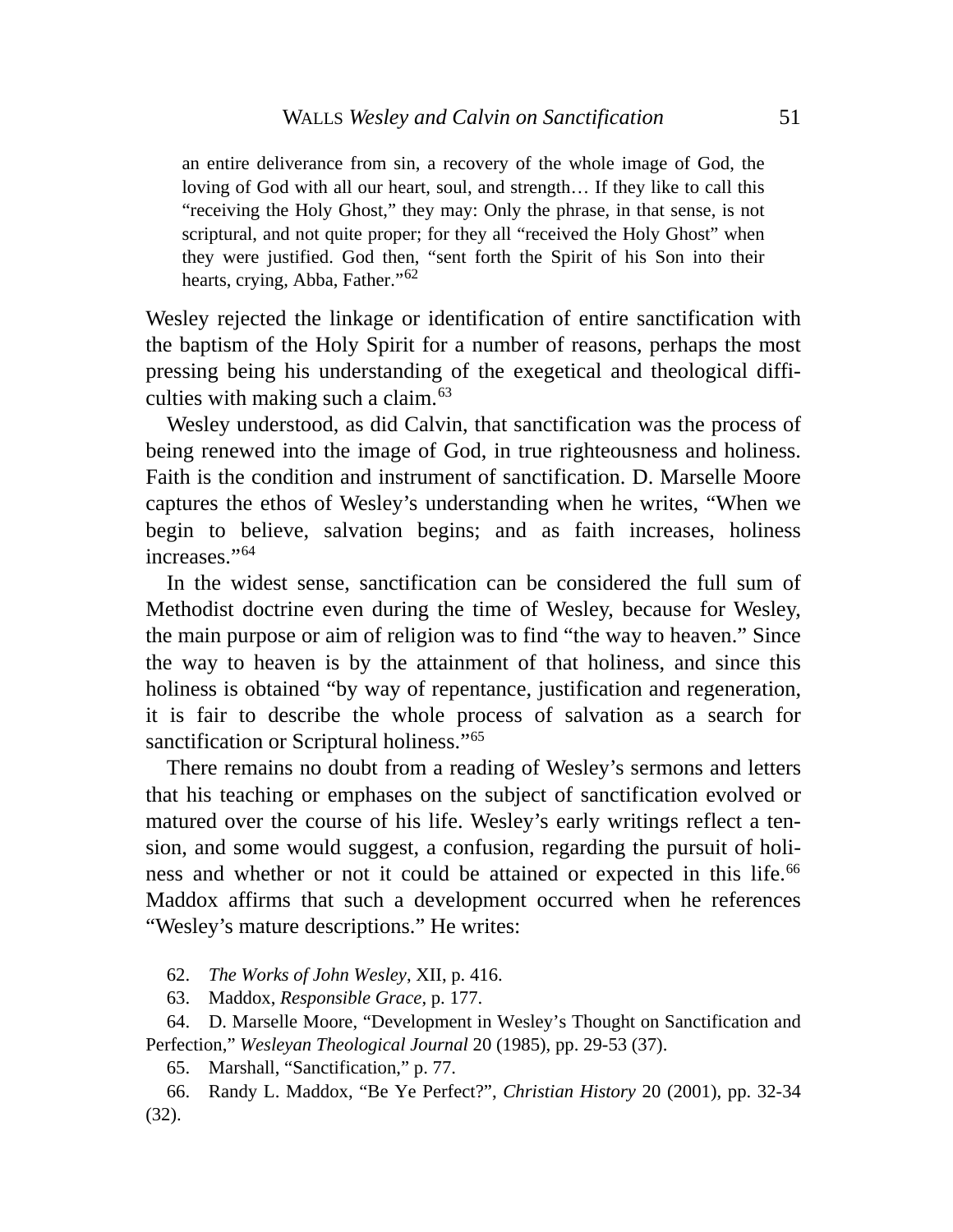> an entire deliverance from sin, a recovery of the whole image of God, the loving of God with all our heart, soul, and strength… If they like to call this "receiving the Holy Ghost," they may: Only the phrase, in that sense, is not scriptural, and not quite proper; for they all "received the Holy Ghost" when they were justified. God then, "sent forth the Spirit of his Son into their hearts, crying, Abba, Father."[62]

Wesley rejected the linkage or identification of entire sanctification with the baptism of the Holy Spirit for a number of reasons, perhaps the most pressing being his understanding of the exegetical and theological difficulties with making such a claim.[63]

Wesley understood, as did Calvin, that sanctification was the process of being renewed into the image of God, in true righteousness and holiness. Faith is the condition and instrument of sanctification. D. Marselle Moore captures the ethos of Wesley's understanding when he writes, "When we begin to believe, salvation begins; and as faith increases, holiness increases."[64]

In the widest sense, sanctification can be considered the full sum of Methodist doctrine even during the time of Wesley, because for Wesley, the main purpose or aim of religion was to find "the way to heaven." Since the way to heaven is by the attainment of that holiness, and since this holiness is obtained "by way of repentance, justification and regeneration, it is fair to describe the whole process of salvation as a search for sanctification or Scriptural holiness."[65]

There remains no doubt from a reading of Wesley's sermons and letters that his teaching or emphases on the subject of sanctification evolved or matured over the course of his life. Wesley's early writings reflect a tension, and some would suggest, a confusion, regarding the pursuit of holiness and whether or not it could be attained or expected in this life.[66] Maddox affirms that such a development occurred when he references "Wesley's mature descriptions." He writes:

62. *The Works of John Wesley*, XII, p. 416.

63. Maddox, *Responsible Grace*, p. 177.

64. D. Marselle Moore, "Development in Wesley's Thought on Sanctification and Perfection," *Wesleyan Theological Journal* 20 (1985), pp. 29-53 (37).

65. Marshall, "Sanctification," p. 77.

66. Randy L. Maddox, "Be Ye Perfect?", *Christian History* 20 (2001), pp. 32-34 (32).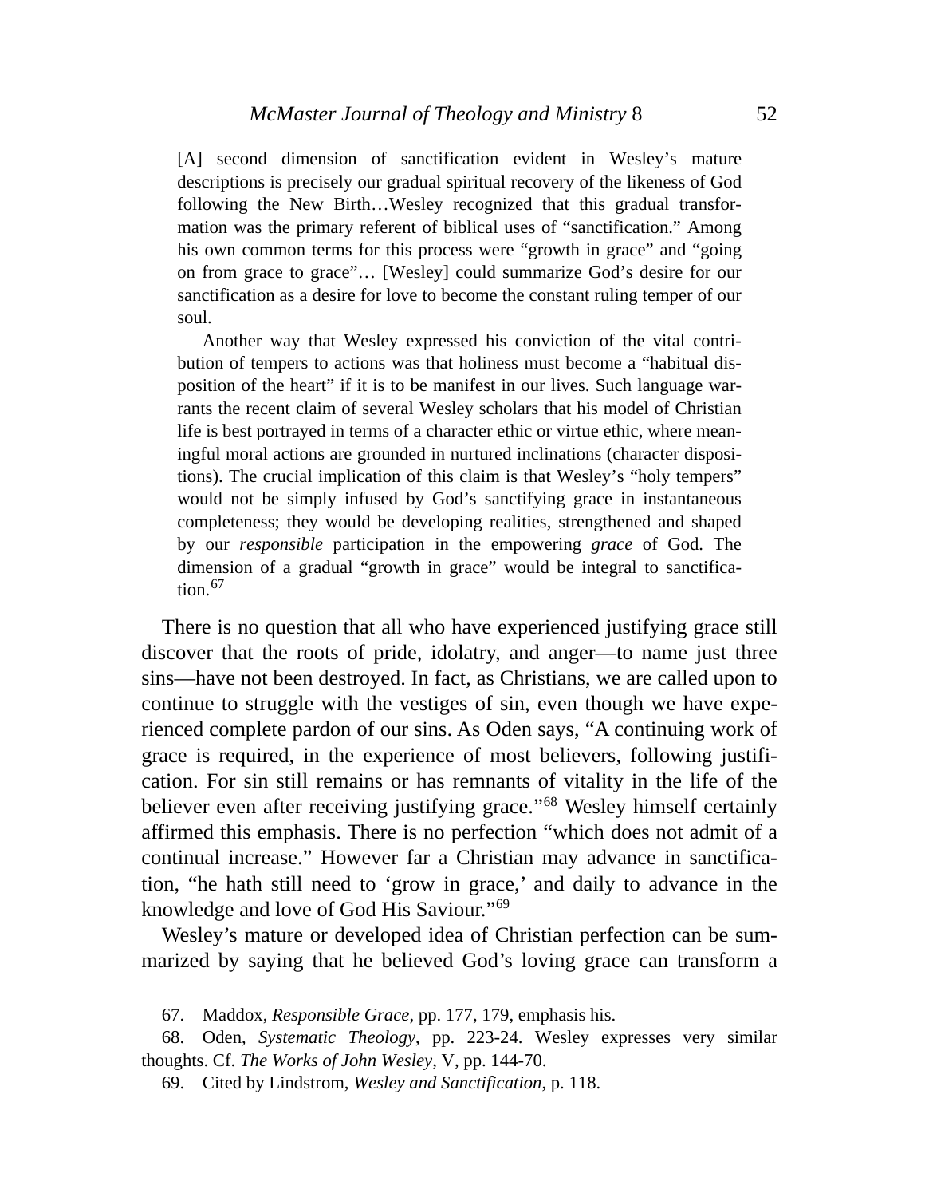> [A] second dimension of sanctification evident in Wesley's mature descriptions is precisely our gradual spiritual recovery of the likeness of God following the New Birth…Wesley recognized that this gradual transformation was the primary referent of biblical uses of "sanctification." Among his own common terms for this process were "growth in grace" and "going on from grace to grace"… [Wesley] could summarize God's desire for our sanctification as a desire for love to become the constant ruling temper of our soul.
>
> Another way that Wesley expressed his conviction of the vital contribution of tempers to actions was that holiness must become a "habitual disposition of the heart" if it is to be manifest in our lives. Such language warrants the recent claim of several Wesley scholars that his model of Christian life is best portrayed in terms of a character ethic or virtue ethic, where meaningful moral actions are grounded in nurtured inclinations (character dispositions). The crucial implication of this claim is that Wesley's "holy tempers" would not be simply infused by God's sanctifying grace in instantaneous completeness; they would be developing realities, strengthened and shaped by our *responsible* participation in the empowering *grace* of God. The dimension of a gradual "growth in grace" would be integral to sanctification.[67]

There is no question that all who have experienced justifying grace still discover that the roots of pride, idolatry, and anger—to name just three sins—have not been destroyed. In fact, as Christians, we are called upon to continue to struggle with the vestiges of sin, even though we have experienced complete pardon of our sins. As Oden says, "A continuing work of grace is required, in the experience of most believers, following justification. For sin still remains or has remnants of vitality in the life of the believer even after receiving justifying grace."[68] Wesley himself certainly affirmed this emphasis. There is no perfection "which does not admit of a continual increase." However far a Christian may advance in sanctification, "he hath still need to 'grow in grace,' and daily to advance in the knowledge and love of God His Saviour."[69]

Wesley's mature or developed idea of Christian perfection can be summarized by saying that he believed God's loving grace can transform a

67. Maddox, *Responsible Grace*, pp. 177, 179, emphasis his.

68. Oden, *Systematic Theology*, pp. 223-24. Wesley expresses very similar thoughts. Cf. *The Works of John Wesley*, V, pp. 144-70.

69. Cited by Lindstrom, *Wesley and Sanctification*, p. 118.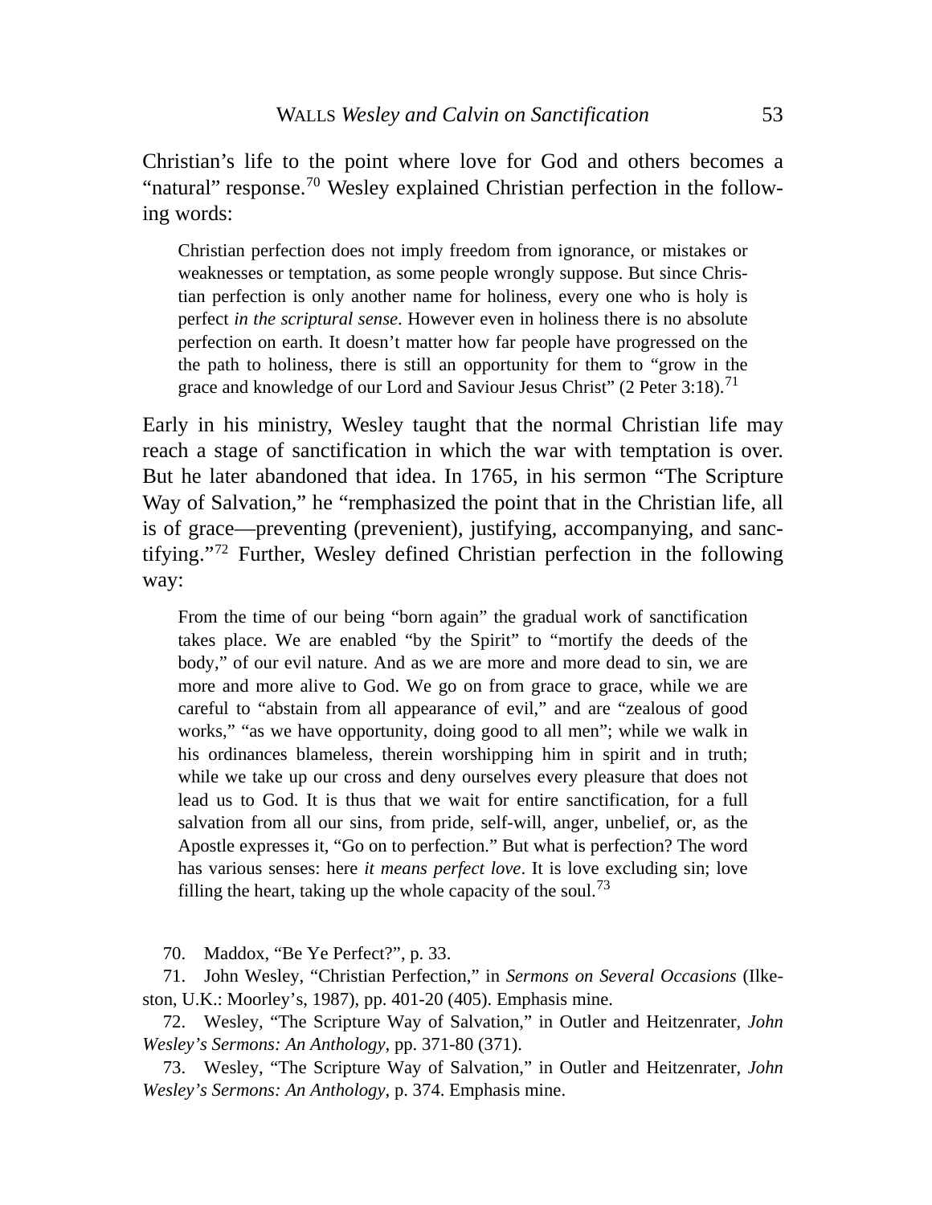Christian's life to the point where love for God and others becomes a "natural" response.[70] Wesley explained Christian perfection in the following words:

> Christian perfection does not imply freedom from ignorance, or mistakes or weaknesses or temptation, as some people wrongly suppose. But since Christian perfection is only another name for holiness, every one who is holy is perfect *in the scriptural sense*. However even in holiness there is no absolute perfection on earth. It doesn't matter how far people have progressed on the the path to holiness, there is still an opportunity for them to "grow in the grace and knowledge of our Lord and Saviour Jesus Christ" (2 Peter 3:18).[71]

Early in his ministry, Wesley taught that the normal Christian life may reach a stage of sanctification in which the war with temptation is over. But he later abandoned that idea. In 1765, in his sermon "The Scripture Way of Salvation," he "remphasized the point that in the Christian life, all is of grace—preventing (prevenient), justifying, accompanying, and sanctifying."[72] Further, Wesley defined Christian perfection in the following way:

> From the time of our being "born again" the gradual work of sanctification takes place. We are enabled "by the Spirit" to "mortify the deeds of the body," of our evil nature. And as we are more and more dead to sin, we are more and more alive to God. We go on from grace to grace, while we are careful to "abstain from all appearance of evil," and are "zealous of good works," "as we have opportunity, doing good to all men"; while we walk in his ordinances blameless, therein worshipping him in spirit and in truth; while we take up our cross and deny ourselves every pleasure that does not lead us to God. It is thus that we wait for entire sanctification, for a full salvation from all our sins, from pride, self-will, anger, unbelief, or, as the Apostle expresses it, "Go on to perfection." But what is perfection? The word has various senses: here *it means perfect love*. It is love excluding sin; love filling the heart, taking up the whole capacity of the soul.[73]

70. Maddox, "Be Ye Perfect?", p. 33.

71. John Wesley, "Christian Perfection," in *Sermons on Several Occasions* (Ilkeston, U.K.: Moorley's, 1987), pp. 401-20 (405). Emphasis mine.

72. Wesley, "The Scripture Way of Salvation," in Outler and Heitzenrater, *John Wesley's Sermons: An Anthology*, pp. 371-80 (371).

73. Wesley, "The Scripture Way of Salvation," in Outler and Heitzenrater, *John Wesley's Sermons: An Anthology*, p. 374. Emphasis mine.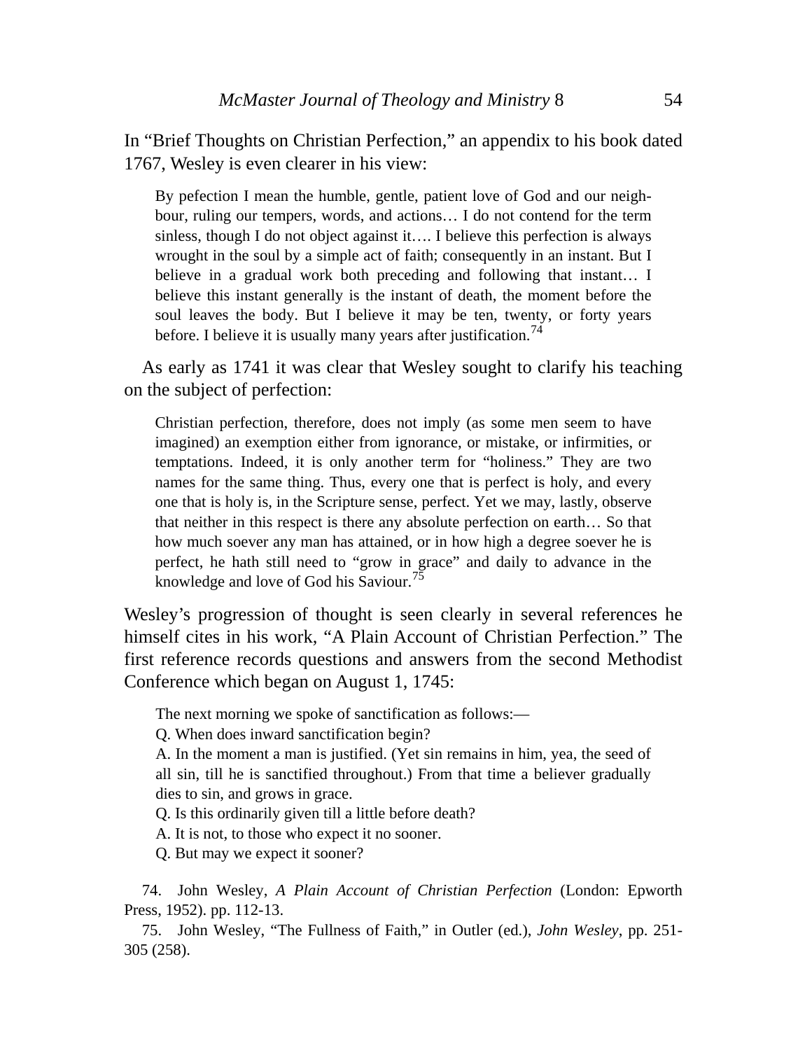In "Brief Thoughts on Christian Perfection," an appendix to his book dated 1767, Wesley is even clearer in his view:

> By pefection I mean the humble, gentle, patient love of God and our neighbour, ruling our tempers, words, and actions… I do not contend for the term sinless, though I do not object against it…. I believe this perfection is always wrought in the soul by a simple act of faith; consequently in an instant. But I believe in a gradual work both preceding and following that instant… I believe this instant generally is the instant of death, the moment before the soul leaves the body. But I believe it may be ten, twenty, or forty years before. I believe it is usually many years after justification.[74]

As early as 1741 it was clear that Wesley sought to clarify his teaching on the subject of perfection:

> Christian perfection, therefore, does not imply (as some men seem to have imagined) an exemption either from ignorance, or mistake, or infirmities, or temptations. Indeed, it is only another term for "holiness." They are two names for the same thing. Thus, every one that is perfect is holy, and every one that is holy is, in the Scripture sense, perfect. Yet we may, lastly, observe that neither in this respect is there any absolute perfection on earth… So that how much soever any man has attained, or in how high a degree soever he is perfect, he hath still need to "grow in grace" and daily to advance in the knowledge and love of God his Saviour.[75]

Wesley's progression of thought is seen clearly in several references he himself cites in his work, "A Plain Account of Christian Perfection." The first reference records questions and answers from the second Methodist Conference which began on August 1, 1745:

> The next morning we spoke of sanctification as follows:—
>
> Q. When does inward sanctification begin?
>
> A. In the moment a man is justified. (Yet sin remains in him, yea, the seed of all sin, till he is sanctified throughout.) From that time a believer gradually dies to sin, and grows in grace.
>
> Q. Is this ordinarily given till a little before death?
>
> A. It is not, to those who expect it no sooner.
>
> Q. But may we expect it sooner?

74. John Wesley, *A Plain Account of Christian Perfection* (London: Epworth Press, 1952). pp. 112-13.

75. John Wesley, "The Fullness of Faith," in Outler (ed.), *John Wesley*, pp. 251-305 (258).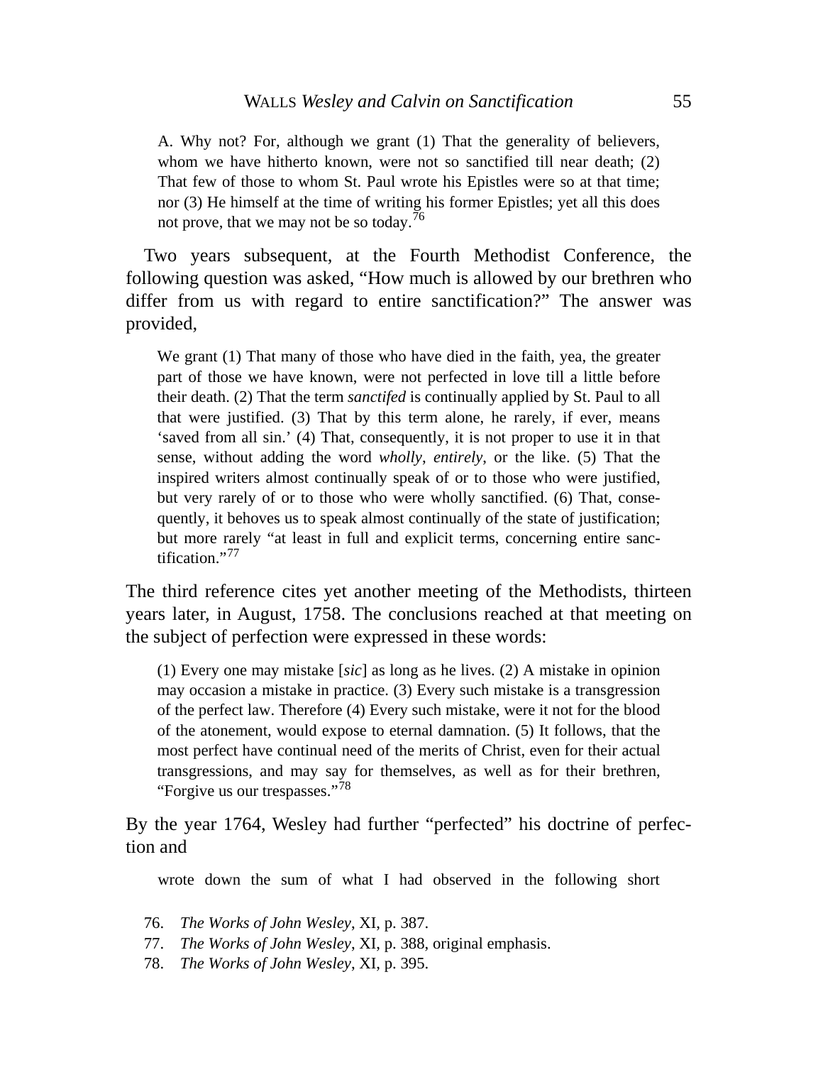> A. Why not? For, although we grant (1) That the generality of believers, whom we have hitherto known, were not so sanctified till near death; (2) That few of those to whom St. Paul wrote his Epistles were so at that time; nor (3) He himself at the time of writing his former Epistles; yet all this does not prove, that we may not be so today.[76]

Two years subsequent, at the Fourth Methodist Conference, the following question was asked, "How much is allowed by our brethren who differ from us with regard to entire sanctification?" The answer was provided,

> We grant (1) That many of those who have died in the faith, yea, the greater part of those we have known, were not perfected in love till a little before their death. (2) That the term *sanctifed* is continually applied by St. Paul to all that were justified. (3) That by this term alone, he rarely, if ever, means 'saved from all sin.' (4) That, consequently, it is not proper to use it in that sense, without adding the word *wholly*, *entirely*, or the like. (5) That the inspired writers almost continually speak of or to those who were justified, but very rarely of or to those who were wholly sanctified. (6) That, consequently, it behoves us to speak almost continually of the state of justification; but more rarely "at least in full and explicit terms, concerning entire sanctification."[77]

The third reference cites yet another meeting of the Methodists, thirteen years later, in August, 1758. The conclusions reached at that meeting on the subject of perfection were expressed in these words:

> (1) Every one may mistake [*sic*] as long as he lives. (2) A mistake in opinion may occasion a mistake in practice. (3) Every such mistake is a transgression of the perfect law. Therefore (4) Every such mistake, were it not for the blood of the atonement, would expose to eternal damnation. (5) It follows, that the most perfect have continual need of the merits of Christ, even for their actual transgressions, and may say for themselves, as well as for their brethren, "Forgive us our trespasses."[78]

By the year 1764, Wesley had further "perfected" his doctrine of perfection and

> wrote down the sum of what I had observed in the following short

76. *The Works of John Wesley*, XI, p. 387.
77. *The Works of John Wesley*, XI, p. 388, original emphasis.
78. *The Works of John Wesley*, XI, p. 395.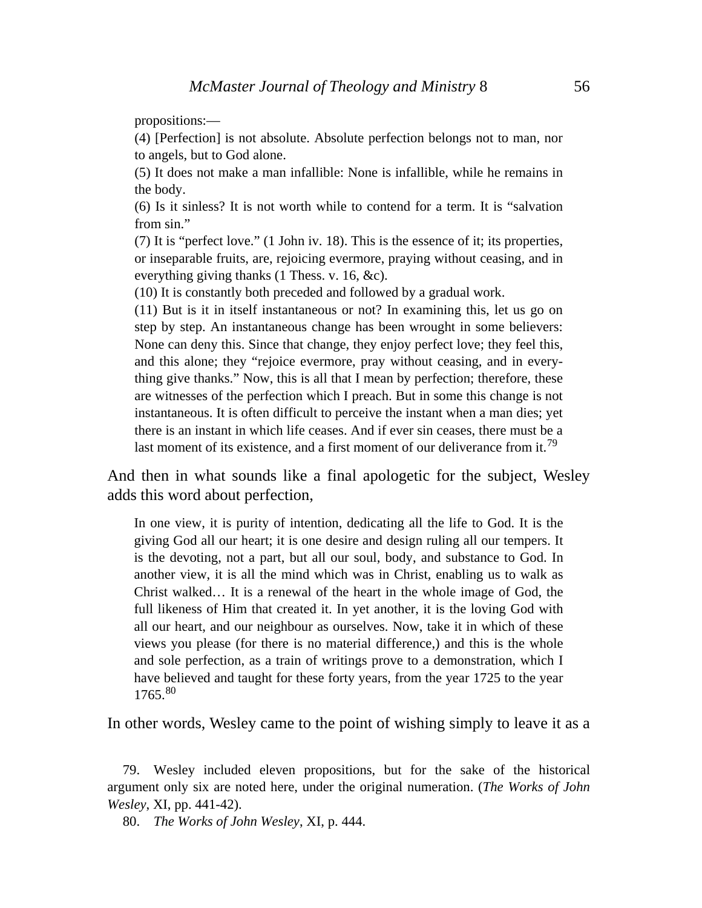> propositions:—
>
> (4) [Perfection] is not absolute. Absolute perfection belongs not to man, nor to angels, but to God alone.
>
> (5) It does not make a man infallible: None is infallible, while he remains in the body.
>
> (6) Is it sinless? It is not worth while to contend for a term. It is "salvation from sin."
>
> (7) It is "perfect love." (1 John iv. 18). This is the essence of it; its properties, or inseparable fruits, are, rejoicing evermore, praying without ceasing, and in everything giving thanks (1 Thess. v. 16, &c).
>
> (10) It is constantly both preceded and followed by a gradual work.
>
> (11) But is it in itself instantaneous or not? In examining this, let us go on step by step. An instantaneous change has been wrought in some believers: None can deny this. Since that change, they enjoy perfect love; they feel this, and this alone; they "rejoice evermore, pray without ceasing, and in every-thing give thanks." Now, this is all that I mean by perfection; therefore, these are witnesses of the perfection which I preach. But in some this change is not instantaneous. It is often difficult to perceive the instant when a man dies; yet there is an instant in which life ceases. And if ever sin ceases, there must be a last moment of its existence, and a first moment of our deliverance from it.[79]

And then in what sounds like a final apologetic for the subject, Wesley adds this word about perfection,

> In one view, it is purity of intention, dedicating all the life to God. It is the giving God all our heart; it is one desire and design ruling all our tempers. It is the devoting, not a part, but all our soul, body, and substance to God. In another view, it is all the mind which was in Christ, enabling us to walk as Christ walked… It is a renewal of the heart in the whole image of God, the full likeness of Him that created it. In yet another, it is the loving God with all our heart, and our neighbour as ourselves. Now, take it in which of these views you please (for there is no material difference,) and this is the whole and sole perfection, as a train of writings prove to a demonstration, which I have believed and taught for these forty years, from the year 1725 to the year 1765.[80]

In other words, Wesley came to the point of wishing simply to leave it as a

79. Wesley included eleven propositions, but for the sake of the historical argument only six are noted here, under the original numeration. (*The Works of John Wesley*, XI, pp. 441-42).

80. *The Works of John Wesley*, XI, p. 444.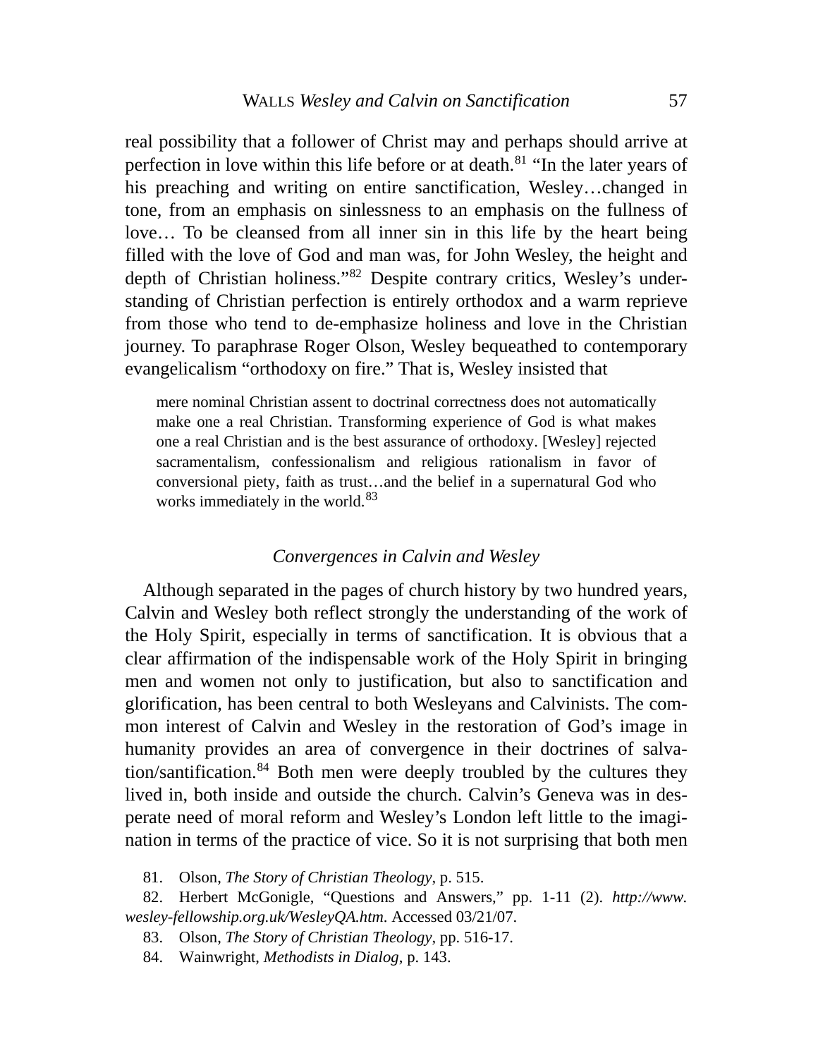real possibility that a follower of Christ may and perhaps should arrive at perfection in love within this life before or at death.[81] "In the later years of his preaching and writing on entire sanctification, Wesley…changed in tone, from an emphasis on sinlessness to an emphasis on the fullness of love… To be cleansed from all inner sin in this life by the heart being filled with the love of God and man was, for John Wesley, the height and depth of Christian holiness."[82] Despite contrary critics, Wesley's understanding of Christian perfection is entirely orthodox and a warm reprieve from those who tend to de-emphasize holiness and love in the Christian journey. To paraphrase Roger Olson, Wesley bequeathed to contemporary evangelicalism "orthodoxy on fire." That is, Wesley insisted that

> mere nominal Christian assent to doctrinal correctness does not automatically make one a real Christian. Transforming experience of God is what makes one a real Christian and is the best assurance of orthodoxy. [Wesley] rejected sacramentalism, confessionalism and religious rationalism in favor of conversional piety, faith as trust…and the belief in a supernatural God who works immediately in the world.[83]

### *Convergences in Calvin and Wesley*

Although separated in the pages of church history by two hundred years, Calvin and Wesley both reflect strongly the understanding of the work of the Holy Spirit, especially in terms of sanctification. It is obvious that a clear affirmation of the indispensable work of the Holy Spirit in bringing men and women not only to justification, but also to sanctification and glorification, has been central to both Wesleyans and Calvinists. The common interest of Calvin and Wesley in the restoration of God's image in humanity provides an area of convergence in their doctrines of salvation/santification.[84] Both men were deeply troubled by the cultures they lived in, both inside and outside the church. Calvin's Geneva was in desperate need of moral reform and Wesley's London left little to the imagination in terms of the practice of vice. So it is not surprising that both men

81. Olson, *The Story of Christian Theology*, p. 515.

82. Herbert McGonigle, "Questions and Answers," pp. 1-11 (2). *http://www.wesley-fellowship.org.uk/WesleyQA.htm*. Accessed 03/21/07.

83. Olson, *The Story of Christian Theology*, pp. 516-17.

84. Wainwright, *Methodists in Dialog*, p. 143.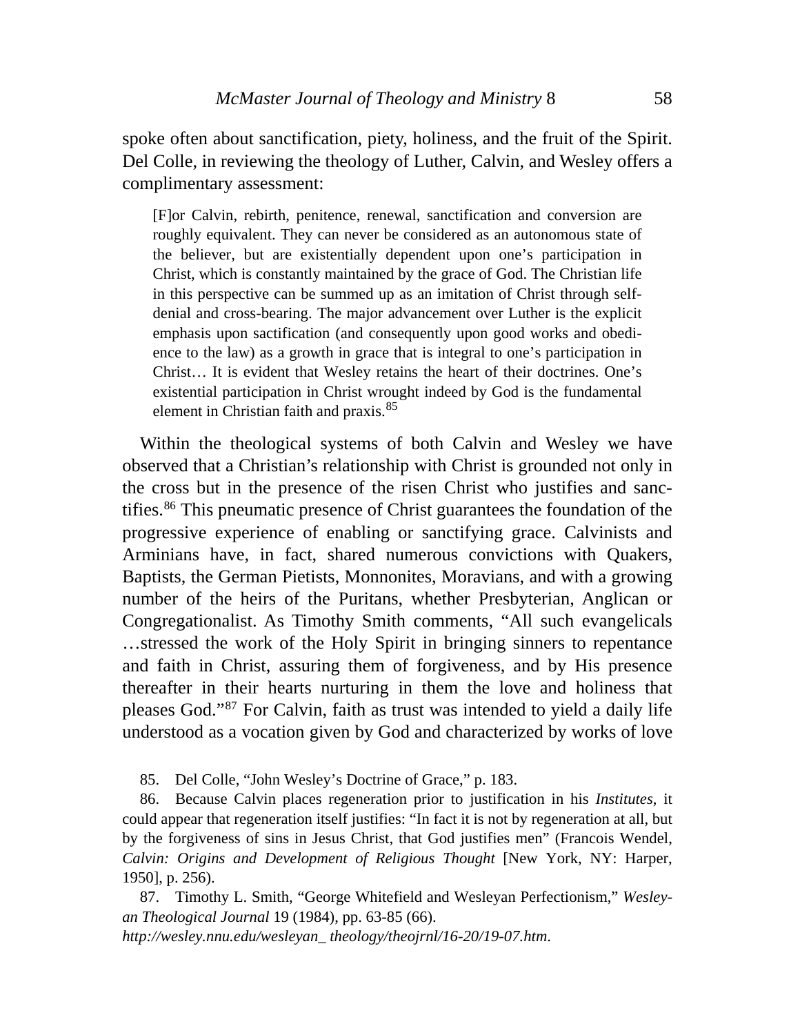spoke often about sanctification, piety, holiness, and the fruit of the Spirit. Del Colle, in reviewing the theology of Luther, Calvin, and Wesley offers a complimentary assessment:

> [F]or Calvin, rebirth, penitence, renewal, sanctification and conversion are roughly equivalent. They can never be considered as an autonomous state of the believer, but are existentially dependent upon one's participation in Christ, which is constantly maintained by the grace of God. The Christian life in this perspective can be summed up as an imitation of Christ through self-denial and cross-bearing. The major advancement over Luther is the explicit emphasis upon sactification (and consequently upon good works and obedience to the law) as a growth in grace that is integral to one's participation in Christ… It is evident that Wesley retains the heart of their doctrines. One's existential participation in Christ wrought indeed by God is the fundamental element in Christian faith and praxis.[85]

Within the theological systems of both Calvin and Wesley we have observed that a Christian's relationship with Christ is grounded not only in the cross but in the presence of the risen Christ who justifies and sanctifies.[86] This pneumatic presence of Christ guarantees the foundation of the progressive experience of enabling or sanctifying grace. Calvinists and Arminians have, in fact, shared numerous convictions with Quakers, Baptists, the German Pietists, Monnonites, Moravians, and with a growing number of the heirs of the Puritans, whether Presbyterian, Anglican or Congregationalist. As Timothy Smith comments, "All such evangelicals …stressed the work of the Holy Spirit in bringing sinners to repentance and faith in Christ, assuring them of forgiveness, and by His presence thereafter in their hearts nurturing in them the love and holiness that pleases God."[87] For Calvin, faith as trust was intended to yield a daily life understood as a vocation given by God and characterized by works of love

85. Del Colle, "John Wesley's Doctrine of Grace," p. 183.

86. Because Calvin places regeneration prior to justification in his *Institutes*, it could appear that regeneration itself justifies: "In fact it is not by regeneration at all, but by the forgiveness of sins in Jesus Christ, that God justifies men" (Francois Wendel, *Calvin: Origins and Development of Religious Thought* [New York, NY: Harper, 1950], p. 256).

87. Timothy L. Smith, "George Whitefield and Wesleyan Perfectionism," *Wesleyan Theological Journal* 19 (1984), pp. 63-85 (66). *http://wesley.nnu.edu/wesleyan_ theology/theojrnl/16-20/19-07.htm*.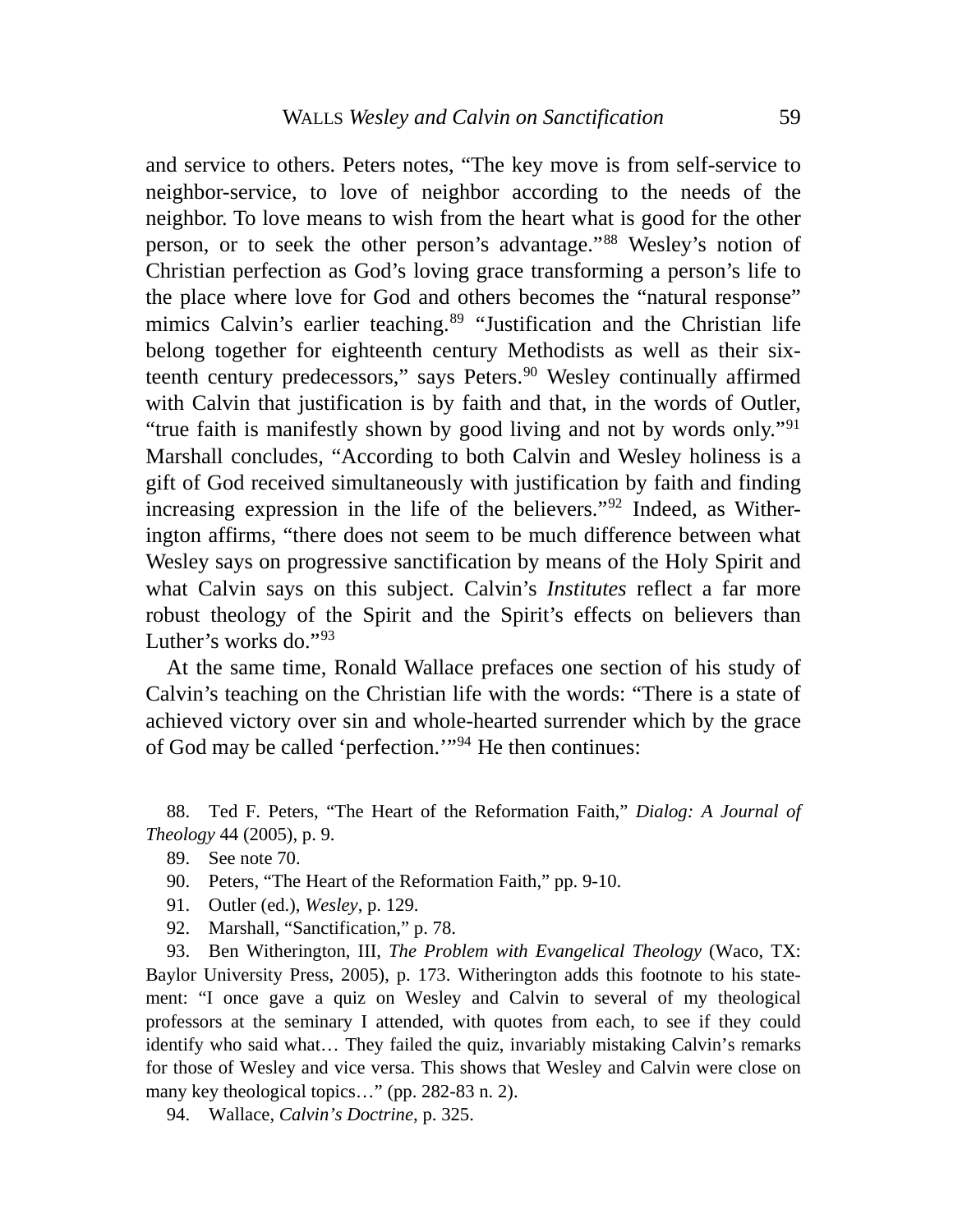and service to others. Peters notes, "The key move is from self-service to neighbor-service, to love of neighbor according to the needs of the neighbor. To love means to wish from the heart what is good for the other person, or to seek the other person's advantage."[88] Wesley's notion of Christian perfection as God's loving grace transforming a person's life to the place where love for God and others becomes the "natural response" mimics Calvin's earlier teaching.[89] "Justification and the Christian life belong together for eighteenth century Methodists as well as their sixteenth century predecessors," says Peters.[90] Wesley continually affirmed with Calvin that justification is by faith and that, in the words of Outler, "true faith is manifestly shown by good living and not by words only."[91] Marshall concludes, "According to both Calvin and Wesley holiness is a gift of God received simultaneously with justification by faith and finding increasing expression in the life of the believers."[92] Indeed, as Witherington affirms, "there does not seem to be much difference between what Wesley says on progressive sanctification by means of the Holy Spirit and what Calvin says on this subject. Calvin's *Institutes* reflect a far more robust theology of the Spirit and the Spirit's effects on believers than Luther's works do."[93]

At the same time, Ronald Wallace prefaces one section of his study of Calvin's teaching on the Christian life with the words: "There is a state of achieved victory over sin and whole-hearted surrender which by the grace of God may be called 'perfection.'"[94] He then continues:

88. Ted F. Peters, "The Heart of the Reformation Faith," *Dialog: A Journal of Theology* 44 (2005), p. 9.

89. See note 70.

90. Peters, "The Heart of the Reformation Faith," pp. 9-10.

91. Outler (ed.), *Wesley*, p. 129.

92. Marshall, "Sanctification," p. 78.

93. Ben Witherington, III, *The Problem with Evangelical Theology* (Waco, TX: Baylor University Press, 2005), p. 173. Witherington adds this footnote to his statement: "I once gave a quiz on Wesley and Calvin to several of my theological professors at the seminary I attended, with quotes from each, to see if they could identify who said what… They failed the quiz, invariably mistaking Calvin's remarks for those of Wesley and vice versa. This shows that Wesley and Calvin were close on many key theological topics…" (pp. 282-83 n. 2).

94. Wallace, *Calvin's Doctrine*, p. 325.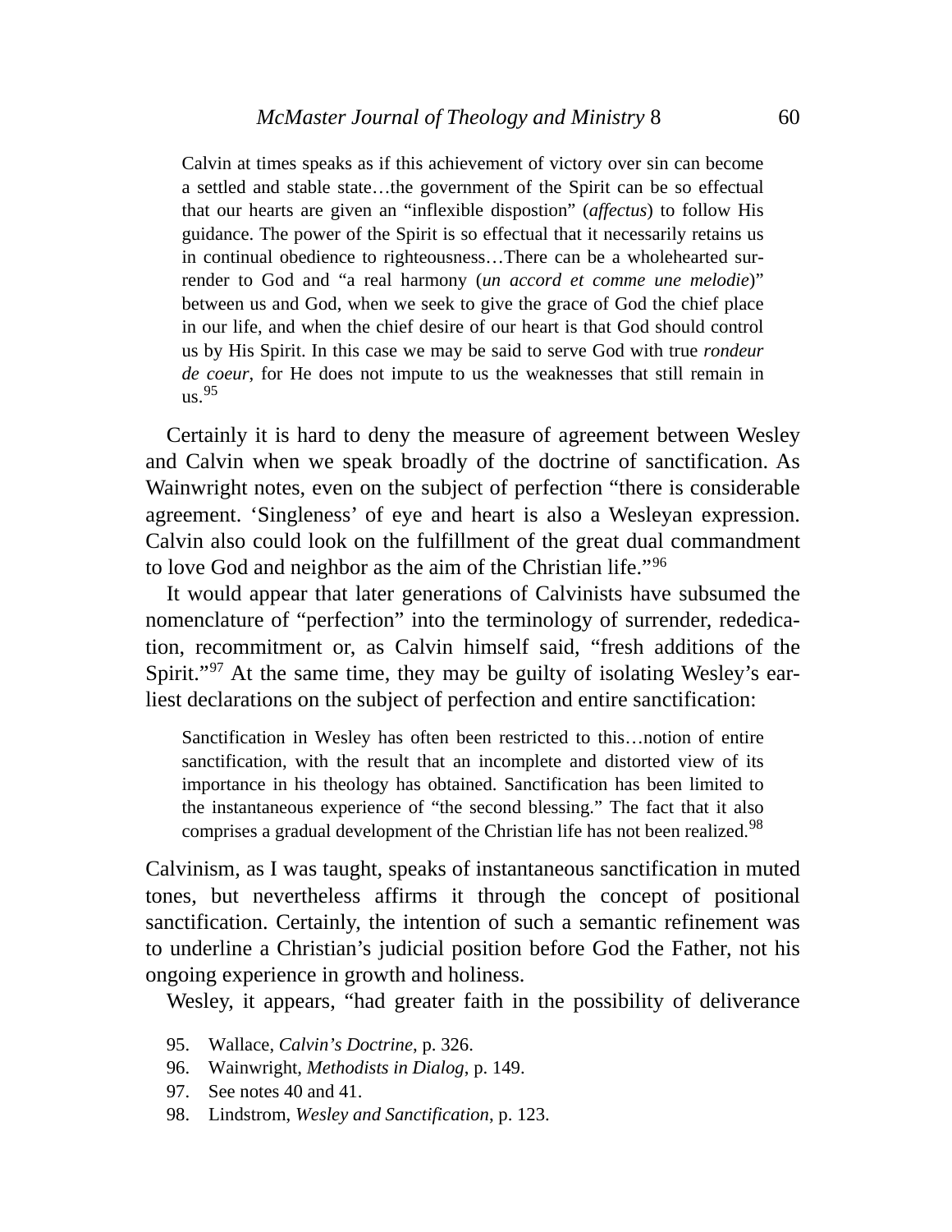> Calvin at times speaks as if this achievement of victory over sin can become a settled and stable state…the government of the Spirit can be so effectual that our hearts are given an "inflexible dispostion" (*affectus*) to follow His guidance. The power of the Spirit is so effectual that it necessarily retains us in continual obedience to righteousness…There can be a wholehearted surrender to God and "a real harmony (*un accord et comme une melodie*)" between us and God, when we seek to give the grace of God the chief place in our life, and when the chief desire of our heart is that God should control us by His Spirit. In this case we may be said to serve God with true *rondeur de coeur*, for He does not impute to us the weaknesses that still remain in us.[95]

Certainly it is hard to deny the measure of agreement between Wesley and Calvin when we speak broadly of the doctrine of sanctification. As Wainwright notes, even on the subject of perfection "there is considerable agreement. 'Singleness' of eye and heart is also a Wesleyan expression. Calvin also could look on the fulfillment of the great dual commandment to love God and neighbor as the aim of the Christian life."[96]

It would appear that later generations of Calvinists have subsumed the nomenclature of "perfection" into the terminology of surrender, rededication, recommitment or, as Calvin himself said, "fresh additions of the Spirit."[97] At the same time, they may be guilty of isolating Wesley's earliest declarations on the subject of perfection and entire sanctification:

> Sanctification in Wesley has often been restricted to this…notion of entire sanctification, with the result that an incomplete and distorted view of its importance in his theology has obtained. Sanctification has been limited to the instantaneous experience of "the second blessing." The fact that it also comprises a gradual development of the Christian life has not been realized.[98]

Calvinism, as I was taught, speaks of instantaneous sanctification in muted tones, but nevertheless affirms it through the concept of positional sanctification. Certainly, the intention of such a semantic refinement was to underline a Christian's judicial position before God the Father, not his ongoing experience in growth and holiness.

Wesley, it appears, "had greater faith in the possibility of deliverance

95. Wallace, *Calvin's Doctrine*, p. 326.
96. Wainwright, *Methodists in Dialog*, p. 149.
97. See notes 40 and 41.
98. Lindstrom, *Wesley and Sanctification*, p. 123.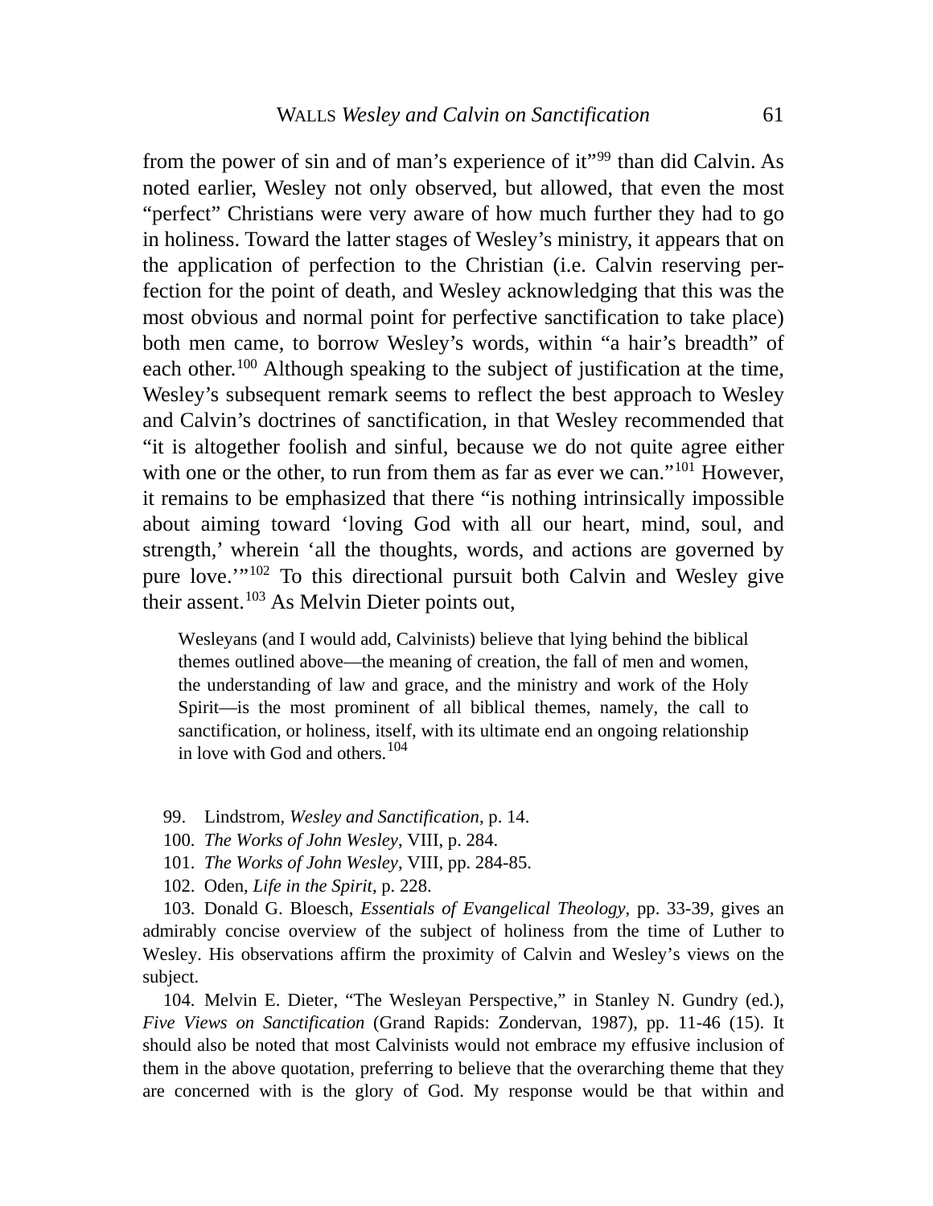from the power of sin and of man's experience of it"[99] than did Calvin. As noted earlier, Wesley not only observed, but allowed, that even the most "perfect" Christians were very aware of how much further they had to go in holiness. Toward the latter stages of Wesley's ministry, it appears that on the application of perfection to the Christian (i.e. Calvin reserving perfection for the point of death, and Wesley acknowledging that this was the most obvious and normal point for perfective sanctification to take place) both men came, to borrow Wesley's words, within "a hair's breadth" of each other.[100] Although speaking to the subject of justification at the time, Wesley's subsequent remark seems to reflect the best approach to Wesley and Calvin's doctrines of sanctification, in that Wesley recommended that "it is altogether foolish and sinful, because we do not quite agree either with one or the other, to run from them as far as ever we can."[101] However, it remains to be emphasized that there "is nothing intrinsically impossible about aiming toward 'loving God with all our heart, mind, soul, and strength,' wherein 'all the thoughts, words, and actions are governed by pure love.'"[102] To this directional pursuit both Calvin and Wesley give their assent.[103] As Melvin Dieter points out,

> Wesleyans (and I would add, Calvinists) believe that lying behind the biblical themes outlined above—the meaning of creation, the fall of men and women, the understanding of law and grace, and the ministry and work of the Holy Spirit—is the most prominent of all biblical themes, namely, the call to sanctification, or holiness, itself, with its ultimate end an ongoing relationship in love with God and others.[104]

99. Lindstrom, *Wesley and Sanctification*, p. 14.

100. *The Works of John Wesley*, VIII, p. 284.

101. *The Works of John Wesley*, VIII, pp. 284-85.

102. Oden, *Life in the Spirit*, p. 228.

103. Donald G. Bloesch, *Essentials of Evangelical Theology*, pp. 33-39, gives an admirably concise overview of the subject of holiness from the time of Luther to Wesley. His observations affirm the proximity of Calvin and Wesley's views on the subject.

104. Melvin E. Dieter, "The Wesleyan Perspective," in Stanley N. Gundry (ed.), *Five Views on Sanctification* (Grand Rapids: Zondervan, 1987), pp. 11-46 (15). It should also be noted that most Calvinists would not embrace my effusive inclusion of them in the above quotation, preferring to believe that the overarching theme that they are concerned with is the glory of God. My response would be that within and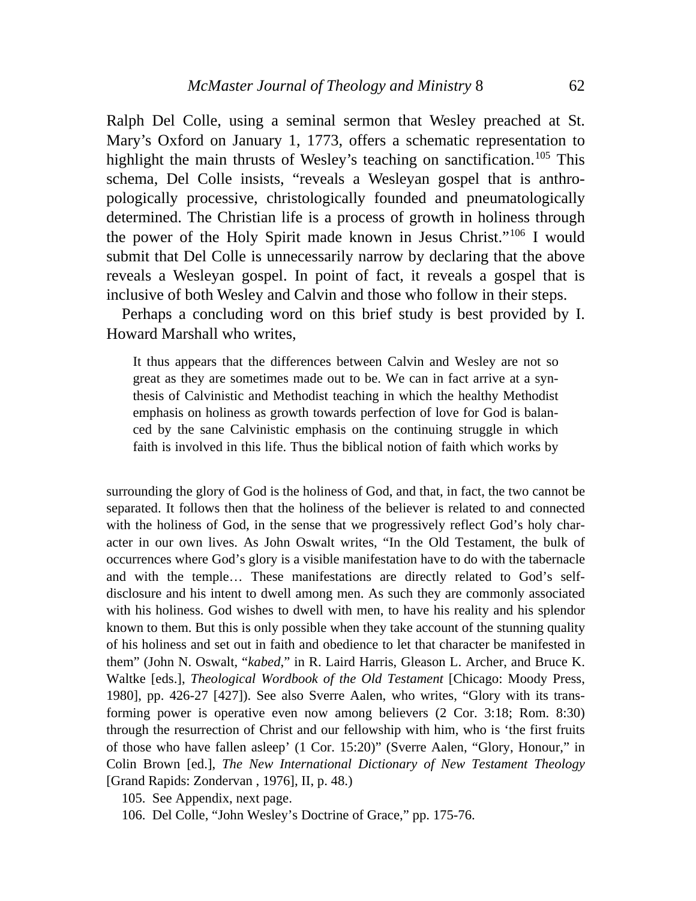Ralph Del Colle, using a seminal sermon that Wesley preached at St. Mary's Oxford on January 1, 1773, offers a schematic representation to highlight the main thrusts of Wesley's teaching on sanctification.[105] This schema, Del Colle insists, "reveals a Wesleyan gospel that is anthropologically processive, christologically founded and pneumatologically determined. The Christian life is a process of growth in holiness through the power of the Holy Spirit made known in Jesus Christ."[106] I would submit that Del Colle is unnecessarily narrow by declaring that the above reveals a Wesleyan gospel. In point of fact, it reveals a gospel that is inclusive of both Wesley and Calvin and those who follow in their steps.

Perhaps a concluding word on this brief study is best provided by I. Howard Marshall who writes,

> It thus appears that the differences between Calvin and Wesley are not so great as they are sometimes made out to be. We can in fact arrive at a synthesis of Calvinistic and Methodist teaching in which the healthy Methodist emphasis on holiness as growth towards perfection of love for God is balanced by the sane Calvinistic emphasis on the continuing struggle in which faith is involved in this life. Thus the biblical notion of faith which works by

surrounding the glory of God is the holiness of God, and that, in fact, the two cannot be separated. It follows then that the holiness of the believer is related to and connected with the holiness of God, in the sense that we progressively reflect God's holy character in our own lives. As John Oswalt writes, "In the Old Testament, the bulk of occurrences where God's glory is a visible manifestation have to do with the tabernacle and with the temple… These manifestations are directly related to God's self-disclosure and his intent to dwell among men. As such they are commonly associated with his holiness. God wishes to dwell with men, to have his reality and his splendor known to them. But this is only possible when they take account of the stunning quality of his holiness and set out in faith and obedience to let that character be manifested in them" (John N. Oswalt, "*kabed*," in R. Laird Harris, Gleason L. Archer, and Bruce K. Waltke [eds.], *Theological Wordbook of the Old Testament* [Chicago: Moody Press, 1980], pp. 426-27 [427]). See also Sverre Aalen, who writes, "Glory with its transforming power is operative even now among believers (2 Cor. 3:18; Rom. 8:30) through the resurrection of Christ and our fellowship with him, who is 'the first fruits of those who have fallen asleep' (1 Cor. 15:20)" (Sverre Aalen, "Glory, Honour," in Colin Brown [ed.], *The New International Dictionary of New Testament Theology* [Grand Rapids: Zondervan , 1976], II, p. 48.)

105. See Appendix, next page.

106. Del Colle, "John Wesley's Doctrine of Grace," pp. 175-76.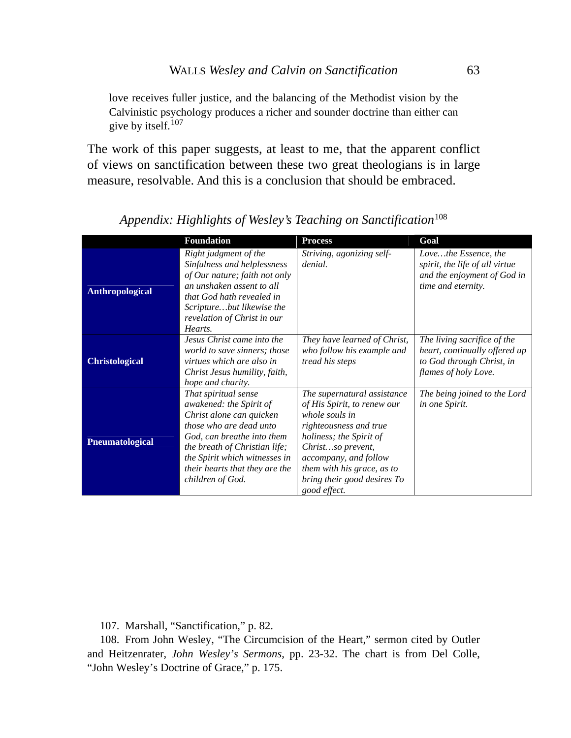love receives fuller justice, and the balancing of the Methodist vision by the Calvinistic psychology produces a richer and sounder doctrine than either can give by itself.[107]

The work of this paper suggests, at least to me, that the apparent conflict of views on sanctification between these two great theologians is in large measure, resolvable. And this is a conclusion that should be embraced.

*Appendix: Highlights of Wesley's Teaching on Sanctification*[108]

| | Foundation | Process | Goal |
|---|---|---|---|
| **Anthropological** | *Right judgment of the Sinfulness and helplessness of Our nature; faith not only an unshaken assent to all that God hath revealed in Scripture…but likewise the revelation of Christ in our Hearts.* | *Striving, agonizing self-denial.* | *Love…the Essence, the spirit, the life of all virtue and the enjoyment of God in time and eternity.* |
| **Christological** | *Jesus Christ came into the world to save sinners; those virtues which are also in Christ Jesus humility, faith, hope and charity.* | *They have learned of Christ, who follow his example and tread his steps* | *The living sacrifice of the heart, continually offered up to God through Christ, in flames of holy Love.* |
| **Pneumatological** | *That spiritual sense awakened: the Spirit of Christ alone can quicken those who are dead unto God, can breathe into them the breath of Christian life; the Spirit which witnesses in their hearts that they are the children of God.* | *The supernatural assistance of His Spirit, to renew our whole souls in righteousness and true holiness; the Spirit of Christ…so prevent, accompany, and follow them with his grace, as to bring their good desires To good effect.* | *The being joined to the Lord in one Spirit.* |

107. Marshall, "Sanctification," p. 82.

108. From John Wesley, "The Circumcision of the Heart," sermon cited by Outler and Heitzenrater, *John Wesley's Sermons*, pp. 23-32. The chart is from Del Colle, "John Wesley's Doctrine of Grace," p. 175.